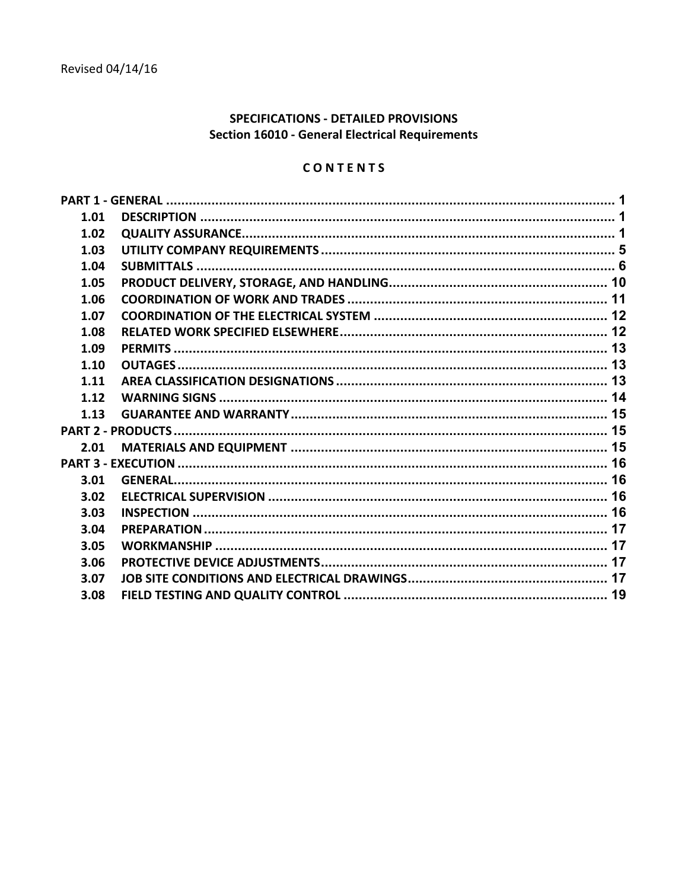Revised 04/14/16

# SPECIFICATIONS - DETAILED PROVISIONS
## Section 16010 - General Electrical Requirements

### C O N T E N T S

| | | |
|---|---|---|
| **PART 1 - GENERAL** | | **1** |
| **1.01** | **DESCRIPTION** | **1** |
| **1.02** | **QUALITY ASSURANCE** | **1** |
| **1.03** | **UTILITY COMPANY REQUIREMENTS** | **5** |
| **1.04** | **SUBMITTALS** | **6** |
| **1.05** | **PRODUCT DELIVERY, STORAGE, AND HANDLING** | **10** |
| **1.06** | **COORDINATION OF WORK AND TRADES** | **11** |
| **1.07** | **COORDINATION OF THE ELECTRICAL SYSTEM** | **12** |
| **1.08** | **RELATED WORK SPECIFIED ELSEWHERE** | **12** |
| **1.09** | **PERMITS** | **13** |
| **1.10** | **OUTAGES** | **13** |
| **1.11** | **AREA CLASSIFICATION DESIGNATIONS** | **13** |
| **1.12** | **WARNING SIGNS** | **14** |
| **1.13** | **GUARANTEE AND WARRANTY** | **15** |
| **PART 2 - PRODUCTS** | | **15** |
| **2.01** | **MATERIALS AND EQUIPMENT** | **15** |
| **PART 3 - EXECUTION** | | **16** |
| **3.01** | **GENERAL** | **16** |
| **3.02** | **ELECTRICAL SUPERVISION** | **16** |
| **3.03** | **INSPECTION** | **16** |
| **3.04** | **PREPARATION** | **17** |
| **3.05** | **WORKMANSHIP** | **17** |
| **3.06** | **PROTECTIVE DEVICE ADJUSTMENTS** | **17** |
| **3.07** | **JOB SITE CONDITIONS AND ELECTRICAL DRAWINGS** | **17** |
| **3.08** | **FIELD TESTING AND QUALITY CONTROL** | **19** |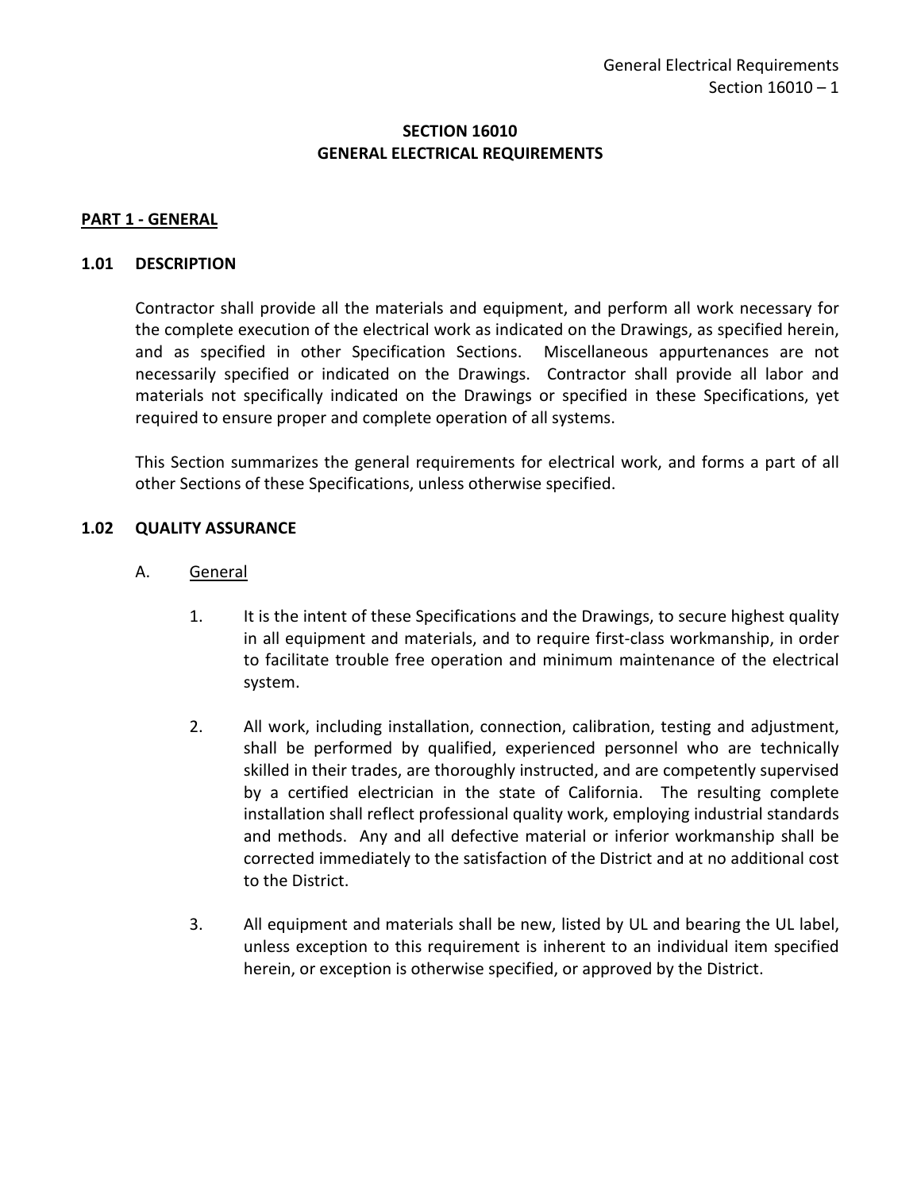# SECTION 16010
# GENERAL ELECTRICAL REQUIREMENTS

## PART 1 - GENERAL

### 1.01 DESCRIPTION

Contractor shall provide all the materials and equipment, and perform all work necessary for the complete execution of the electrical work as indicated on the Drawings, as specified herein, and as specified in other Specification Sections. Miscellaneous appurtenances are not necessarily specified or indicated on the Drawings. Contractor shall provide all labor and materials not specifically indicated on the Drawings or specified in these Specifications, yet required to ensure proper and complete operation of all systems.

This Section summarizes the general requirements for electrical work, and forms a part of all other Sections of these Specifications, unless otherwise specified.

### 1.02 QUALITY ASSURANCE

A. General

1. It is the intent of these Specifications and the Drawings, to secure highest quality in all equipment and materials, and to require first-class workmanship, in order to facilitate trouble free operation and minimum maintenance of the electrical system.

2. All work, including installation, connection, calibration, testing and adjustment, shall be performed by qualified, experienced personnel who are technically skilled in their trades, are thoroughly instructed, and are competently supervised by a certified electrician in the state of California. The resulting complete installation shall reflect professional quality work, employing industrial standards and methods. Any and all defective material or inferior workmanship shall be corrected immediately to the satisfaction of the District and at no additional cost to the District.

3. All equipment and materials shall be new, listed by UL and bearing the UL label, unless exception to this requirement is inherent to an individual item specified herein, or exception is otherwise specified, or approved by the District.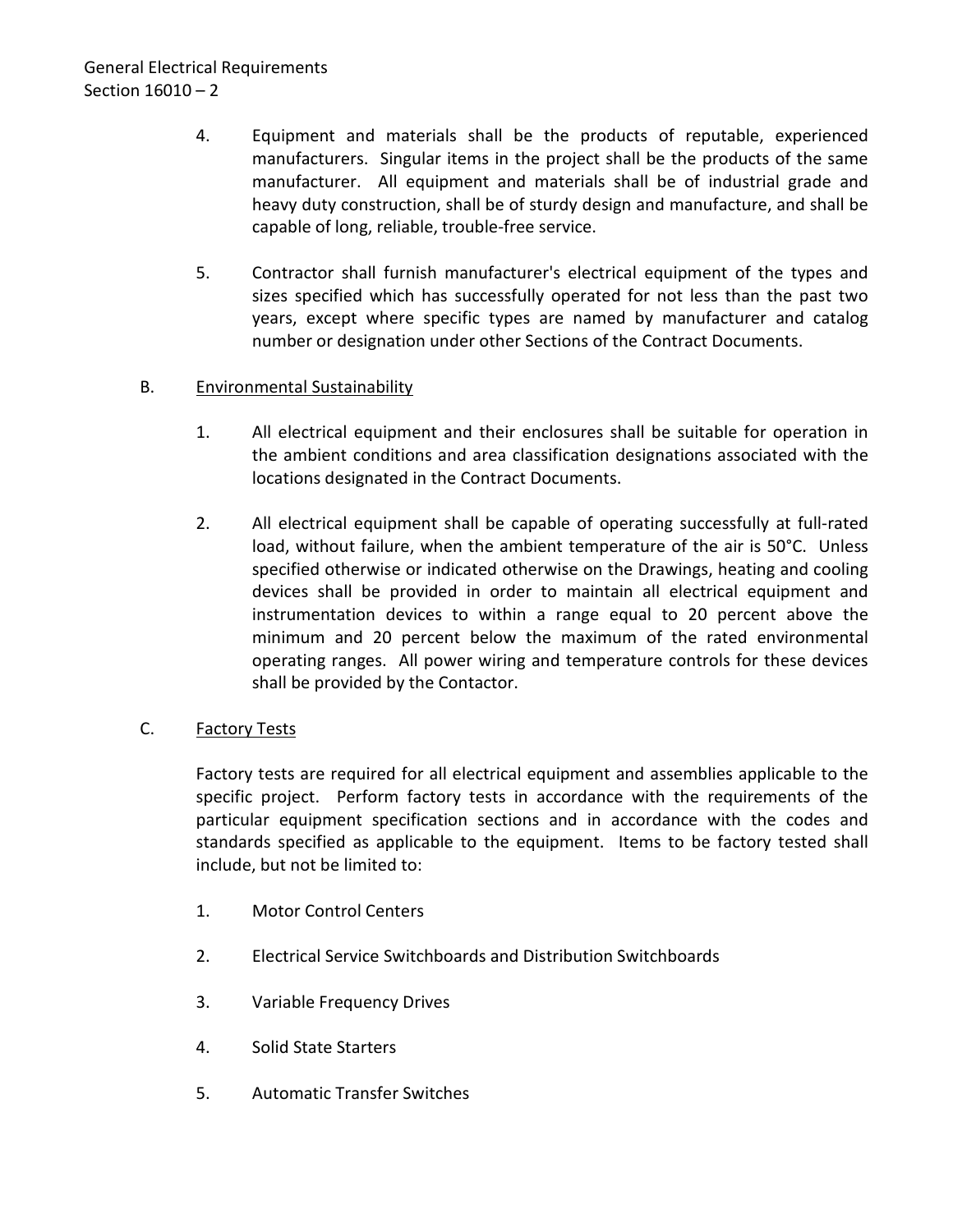4. Equipment and materials shall be the products of reputable, experienced manufacturers. Singular items in the project shall be the products of the same manufacturer. All equipment and materials shall be of industrial grade and heavy duty construction, shall be of sturdy design and manufacture, and shall be capable of long, reliable, trouble-free service.

5. Contractor shall furnish manufacturer's electrical equipment of the types and sizes specified which has successfully operated for not less than the past two years, except where specific types are named by manufacturer and catalog number or designation under other Sections of the Contract Documents.

B. Environmental Sustainability

1. All electrical equipment and their enclosures shall be suitable for operation in the ambient conditions and area classification designations associated with the locations designated in the Contract Documents.

2. All electrical equipment shall be capable of operating successfully at full-rated load, without failure, when the ambient temperature of the air is 50°C. Unless specified otherwise or indicated otherwise on the Drawings, heating and cooling devices shall be provided in order to maintain all electrical equipment and instrumentation devices to within a range equal to 20 percent above the minimum and 20 percent below the maximum of the rated environmental operating ranges. All power wiring and temperature controls for these devices shall be provided by the Contactor.

C. Factory Tests

Factory tests are required for all electrical equipment and assemblies applicable to the specific project. Perform factory tests in accordance with the requirements of the particular equipment specification sections and in accordance with the codes and standards specified as applicable to the equipment. Items to be factory tested shall include, but not be limited to:

1. Motor Control Centers

2. Electrical Service Switchboards and Distribution Switchboards

3. Variable Frequency Drives

4. Solid State Starters

5. Automatic Transfer Switches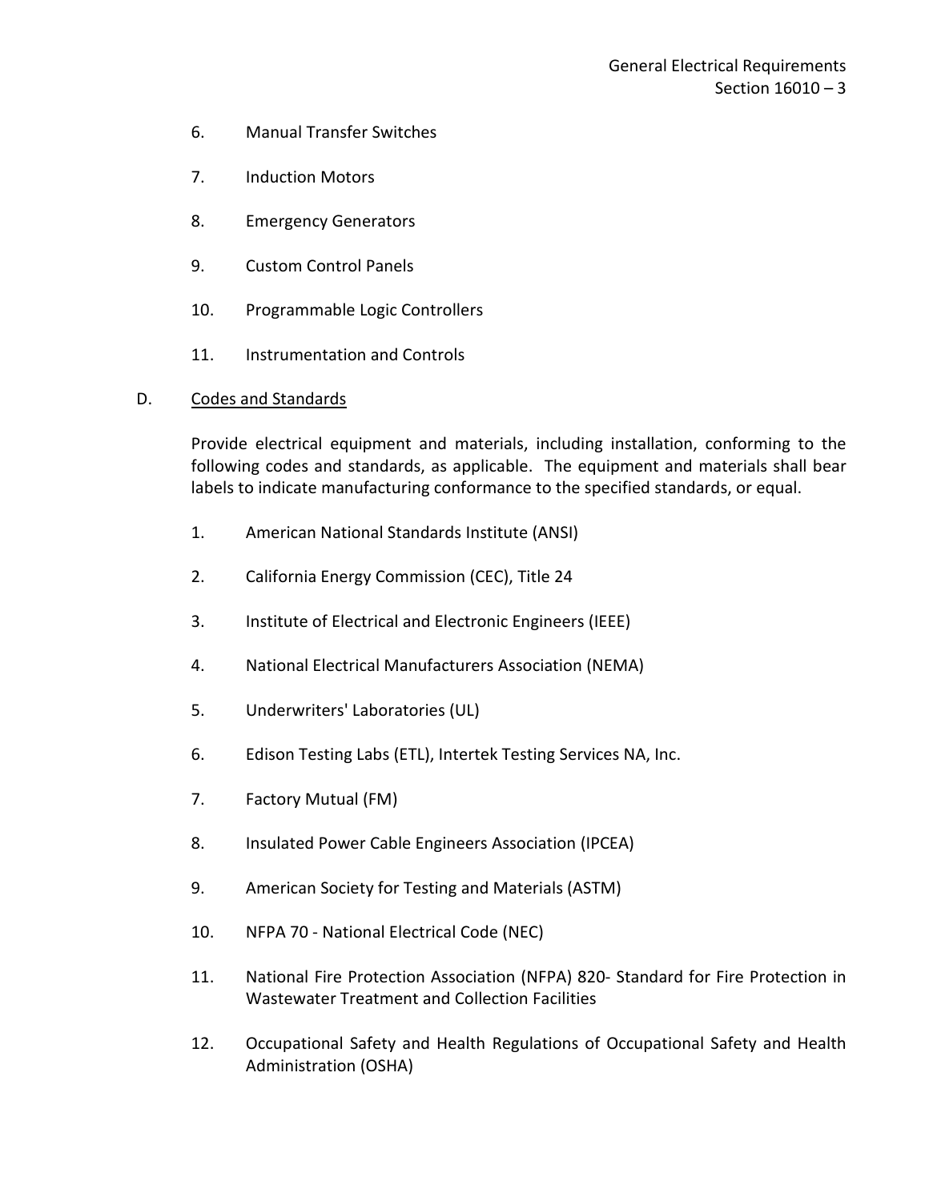6. Manual Transfer Switches

7. Induction Motors

8. Emergency Generators

9. Custom Control Panels

10. Programmable Logic Controllers

11. Instrumentation and Controls

D. Codes and Standards

Provide electrical equipment and materials, including installation, conforming to the following codes and standards, as applicable. The equipment and materials shall bear labels to indicate manufacturing conformance to the specified standards, or equal.

1. American National Standards Institute (ANSI)

2. California Energy Commission (CEC), Title 24

3. Institute of Electrical and Electronic Engineers (IEEE)

4. National Electrical Manufacturers Association (NEMA)

5. Underwriters' Laboratories (UL)

6. Edison Testing Labs (ETL), Intertek Testing Services NA, Inc.

7. Factory Mutual (FM)

8. Insulated Power Cable Engineers Association (IPCEA)

9. American Society for Testing and Materials (ASTM)

10. NFPA 70 - National Electrical Code (NEC)

11. National Fire Protection Association (NFPA) 820- Standard for Fire Protection in Wastewater Treatment and Collection Facilities

12. Occupational Safety and Health Regulations of Occupational Safety and Health Administration (OSHA)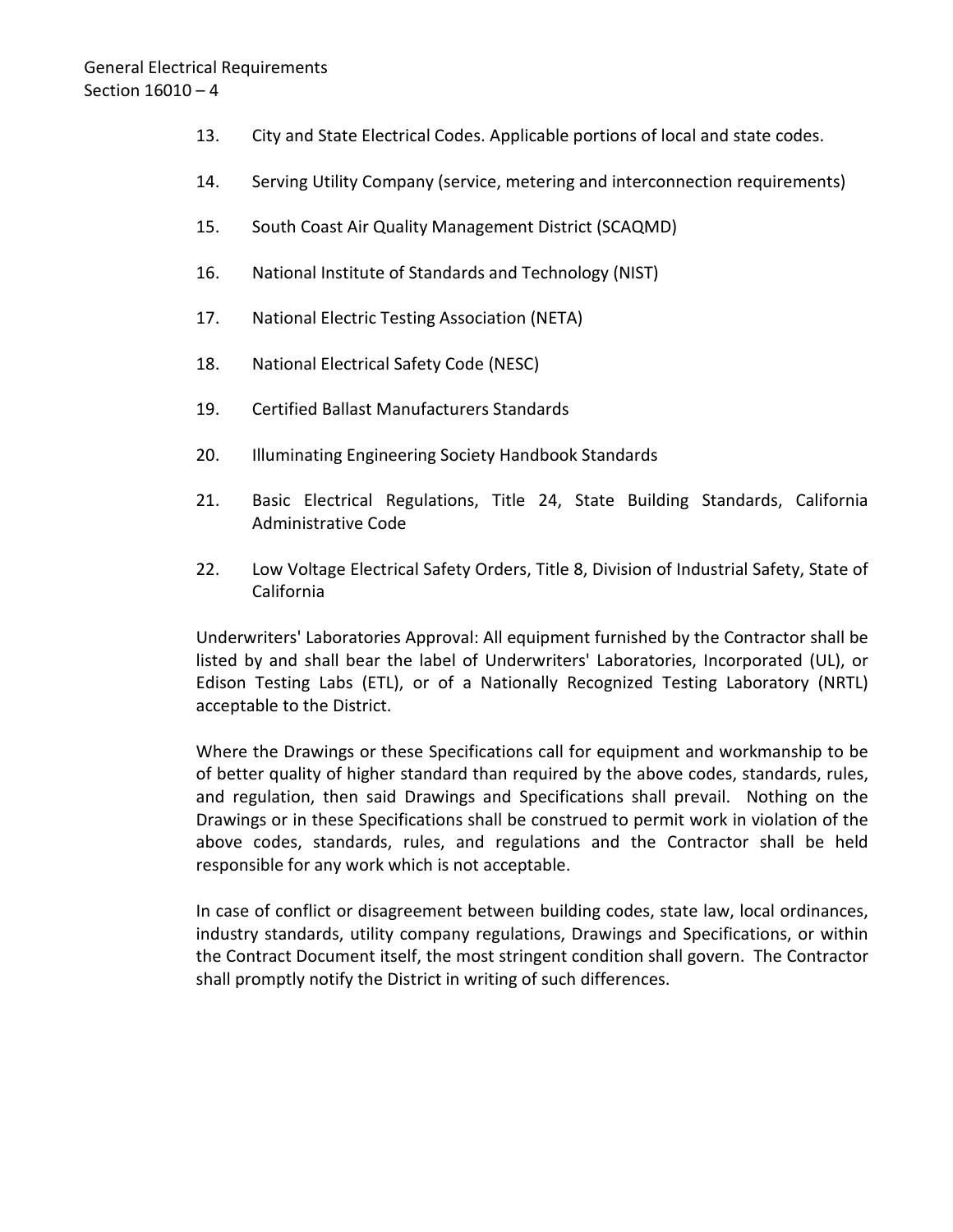13. City and State Electrical Codes. Applicable portions of local and state codes.

14. Serving Utility Company (service, metering and interconnection requirements)

15. South Coast Air Quality Management District (SCAQMD)

16. National Institute of Standards and Technology (NIST)

17. National Electric Testing Association (NETA)

18. National Electrical Safety Code (NESC)

19. Certified Ballast Manufacturers Standards

20. Illuminating Engineering Society Handbook Standards

21. Basic Electrical Regulations, Title 24, State Building Standards, California Administrative Code

22. Low Voltage Electrical Safety Orders, Title 8, Division of Industrial Safety, State of California

Underwriters' Laboratories Approval: All equipment furnished by the Contractor shall be listed by and shall bear the label of Underwriters' Laboratories, Incorporated (UL), or Edison Testing Labs (ETL), or of a Nationally Recognized Testing Laboratory (NRTL) acceptable to the District.

Where the Drawings or these Specifications call for equipment and workmanship to be of better quality of higher standard than required by the above codes, standards, rules, and regulation, then said Drawings and Specifications shall prevail. Nothing on the Drawings or in these Specifications shall be construed to permit work in violation of the above codes, standards, rules, and regulations and the Contractor shall be held responsible for any work which is not acceptable.

In case of conflict or disagreement between building codes, state law, local ordinances, industry standards, utility company regulations, Drawings and Specifications, or within the Contract Document itself, the most stringent condition shall govern. The Contractor shall promptly notify the District in writing of such differences.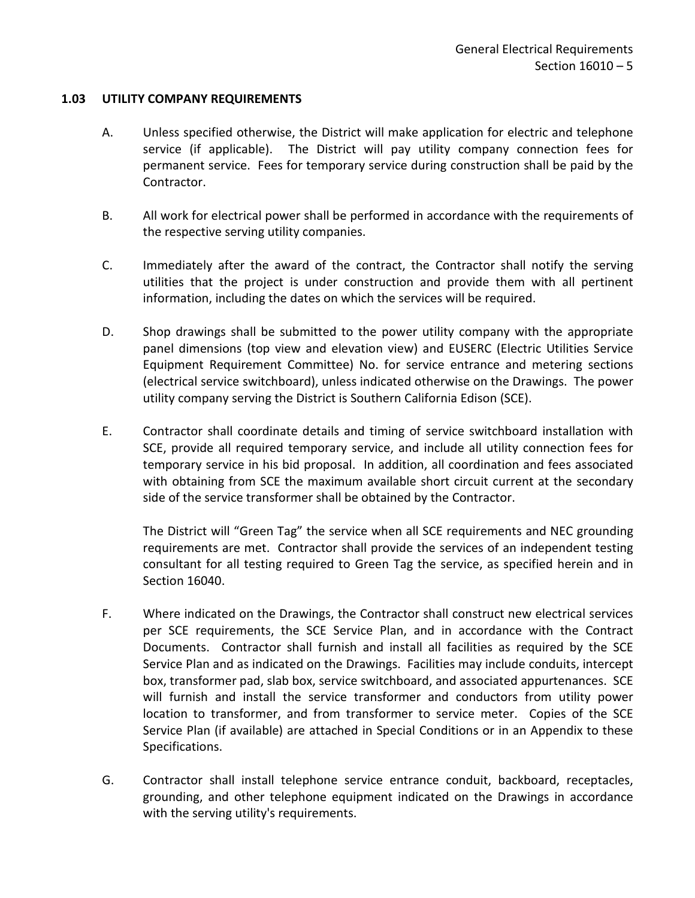### 1.03 UTILITY COMPANY REQUIREMENTS

A. Unless specified otherwise, the District will make application for electric and telephone service (if applicable). The District will pay utility company connection fees for permanent service. Fees for temporary service during construction shall be paid by the Contractor.

B. All work for electrical power shall be performed in accordance with the requirements of the respective serving utility companies.

C. Immediately after the award of the contract, the Contractor shall notify the serving utilities that the project is under construction and provide them with all pertinent information, including the dates on which the services will be required.

D. Shop drawings shall be submitted to the power utility company with the appropriate panel dimensions (top view and elevation view) and EUSERC (Electric Utilities Service Equipment Requirement Committee) No. for service entrance and metering sections (electrical service switchboard), unless indicated otherwise on the Drawings. The power utility company serving the District is Southern California Edison (SCE).

E. Contractor shall coordinate details and timing of service switchboard installation with SCE, provide all required temporary service, and include all utility connection fees for temporary service in his bid proposal. In addition, all coordination and fees associated with obtaining from SCE the maximum available short circuit current at the secondary side of the service transformer shall be obtained by the Contractor.

   The District will "Green Tag" the service when all SCE requirements and NEC grounding requirements are met. Contractor shall provide the services of an independent testing consultant for all testing required to Green Tag the service, as specified herein and in Section 16040.

F. Where indicated on the Drawings, the Contractor shall construct new electrical services per SCE requirements, the SCE Service Plan, and in accordance with the Contract Documents. Contractor shall furnish and install all facilities as required by the SCE Service Plan and as indicated on the Drawings. Facilities may include conduits, intercept box, transformer pad, slab box, service switchboard, and associated appurtenances. SCE will furnish and install the service transformer and conductors from utility power location to transformer, and from transformer to service meter. Copies of the SCE Service Plan (if available) are attached in Special Conditions or in an Appendix to these Specifications.

G. Contractor shall install telephone service entrance conduit, backboard, receptacles, grounding, and other telephone equipment indicated on the Drawings in accordance with the serving utility's requirements.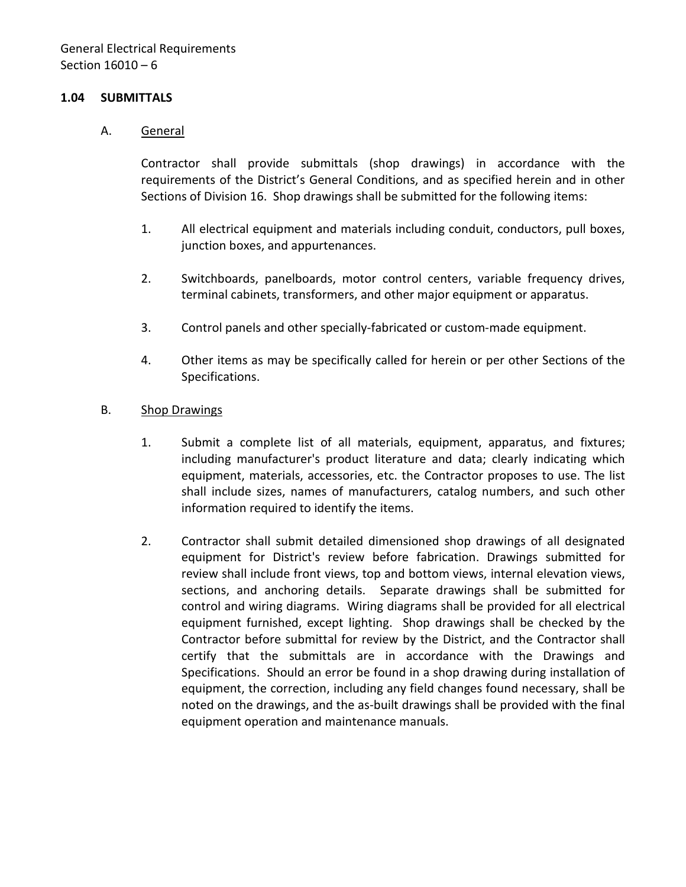## 1.04 SUBMITTALS

A. General

Contractor shall provide submittals (shop drawings) in accordance with the requirements of the District's General Conditions, and as specified herein and in other Sections of Division 16. Shop drawings shall be submitted for the following items:

1. All electrical equipment and materials including conduit, conductors, pull boxes, junction boxes, and appurtenances.

2. Switchboards, panelboards, motor control centers, variable frequency drives, terminal cabinets, transformers, and other major equipment or apparatus.

3. Control panels and other specially-fabricated or custom-made equipment.

4. Other items as may be specifically called for herein or per other Sections of the Specifications.

B. Shop Drawings

1. Submit a complete list of all materials, equipment, apparatus, and fixtures; including manufacturer's product literature and data; clearly indicating which equipment, materials, accessories, etc. the Contractor proposes to use. The list shall include sizes, names of manufacturers, catalog numbers, and such other information required to identify the items.

2. Contractor shall submit detailed dimensioned shop drawings of all designated equipment for District's review before fabrication. Drawings submitted for review shall include front views, top and bottom views, internal elevation views, sections, and anchoring details. Separate drawings shall be submitted for control and wiring diagrams. Wiring diagrams shall be provided for all electrical equipment furnished, except lighting. Shop drawings shall be checked by the Contractor before submittal for review by the District, and the Contractor shall certify that the submittals are in accordance with the Drawings and Specifications. Should an error be found in a shop drawing during installation of equipment, the correction, including any field changes found necessary, shall be noted on the drawings, and the as-built drawings shall be provided with the final equipment operation and maintenance manuals.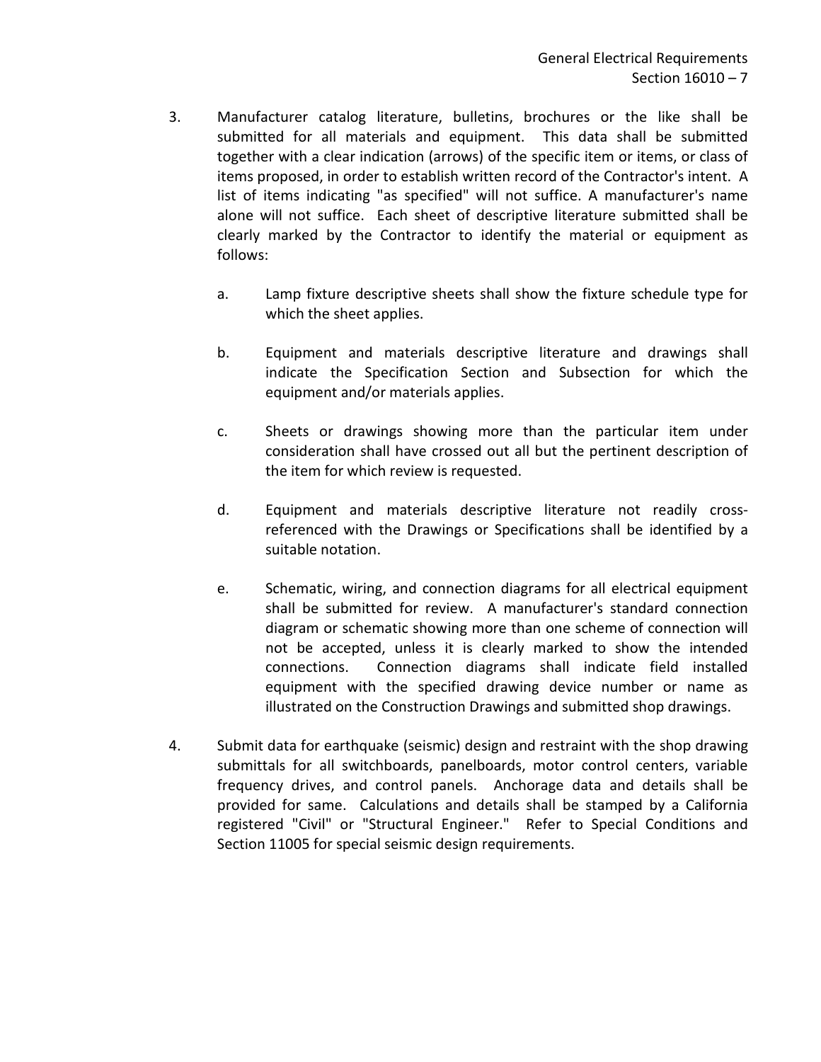3. Manufacturer catalog literature, bulletins, brochures or the like shall be submitted for all materials and equipment. This data shall be submitted together with a clear indication (arrows) of the specific item or items, or class of items proposed, in order to establish written record of the Contractor's intent. A list of items indicating "as specified" will not suffice. A manufacturer's name alone will not suffice. Each sheet of descriptive literature submitted shall be clearly marked by the Contractor to identify the material or equipment as follows:

   a. Lamp fixture descriptive sheets shall show the fixture schedule type for which the sheet applies.

   b. Equipment and materials descriptive literature and drawings shall indicate the Specification Section and Subsection for which the equipment and/or materials applies.

   c. Sheets or drawings showing more than the particular item under consideration shall have crossed out all but the pertinent description of the item for which review is requested.

   d. Equipment and materials descriptive literature not readily cross-referenced with the Drawings or Specifications shall be identified by a suitable notation.

   e. Schematic, wiring, and connection diagrams for all electrical equipment shall be submitted for review. A manufacturer's standard connection diagram or schematic showing more than one scheme of connection will not be accepted, unless it is clearly marked to show the intended connections. Connection diagrams shall indicate field installed equipment with the specified drawing device number or name as illustrated on the Construction Drawings and submitted shop drawings.

4. Submit data for earthquake (seismic) design and restraint with the shop drawing submittals for all switchboards, panelboards, motor control centers, variable frequency drives, and control panels. Anchorage data and details shall be provided for same. Calculations and details shall be stamped by a California registered "Civil" or "Structural Engineer." Refer to Special Conditions and Section 11005 for special seismic design requirements.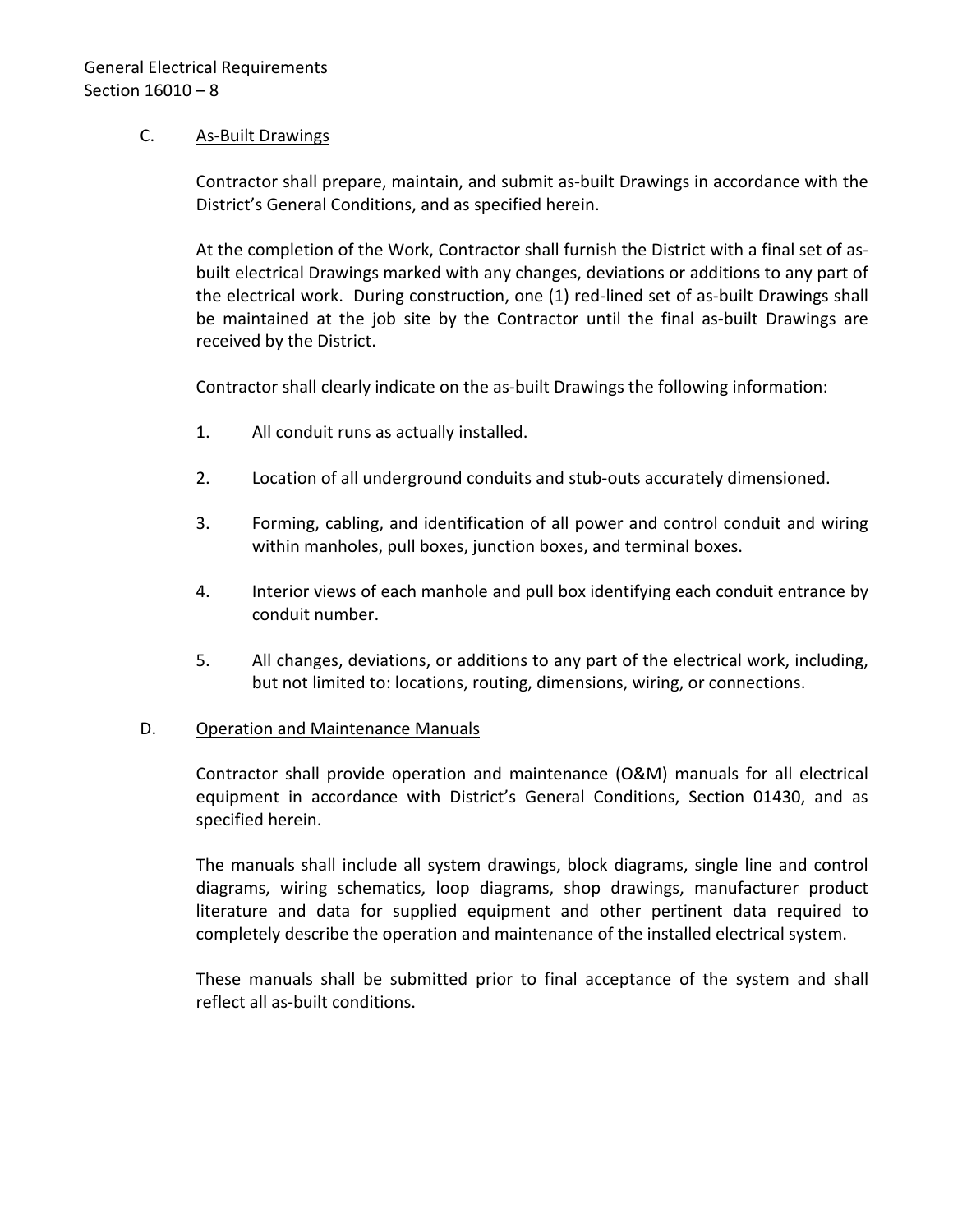C. <u>As-Built Drawings</u>

Contractor shall prepare, maintain, and submit as-built Drawings in accordance with the District's General Conditions, and as specified herein.

At the completion of the Work, Contractor shall furnish the District with a final set of as-built electrical Drawings marked with any changes, deviations or additions to any part of the electrical work. During construction, one (1) red-lined set of as-built Drawings shall be maintained at the job site by the Contractor until the final as-built Drawings are received by the District.

Contractor shall clearly indicate on the as-built Drawings the following information:

1. All conduit runs as actually installed.

2. Location of all underground conduits and stub-outs accurately dimensioned.

3. Forming, cabling, and identification of all power and control conduit and wiring within manholes, pull boxes, junction boxes, and terminal boxes.

4. Interior views of each manhole and pull box identifying each conduit entrance by conduit number.

5. All changes, deviations, or additions to any part of the electrical work, including, but not limited to: locations, routing, dimensions, wiring, or connections.

D. <u>Operation and Maintenance Manuals</u>

Contractor shall provide operation and maintenance (O&M) manuals for all electrical equipment in accordance with District's General Conditions, Section 01430, and as specified herein.

The manuals shall include all system drawings, block diagrams, single line and control diagrams, wiring schematics, loop diagrams, shop drawings, manufacturer product literature and data for supplied equipment and other pertinent data required to completely describe the operation and maintenance of the installed electrical system.

These manuals shall be submitted prior to final acceptance of the system and shall reflect all as-built conditions.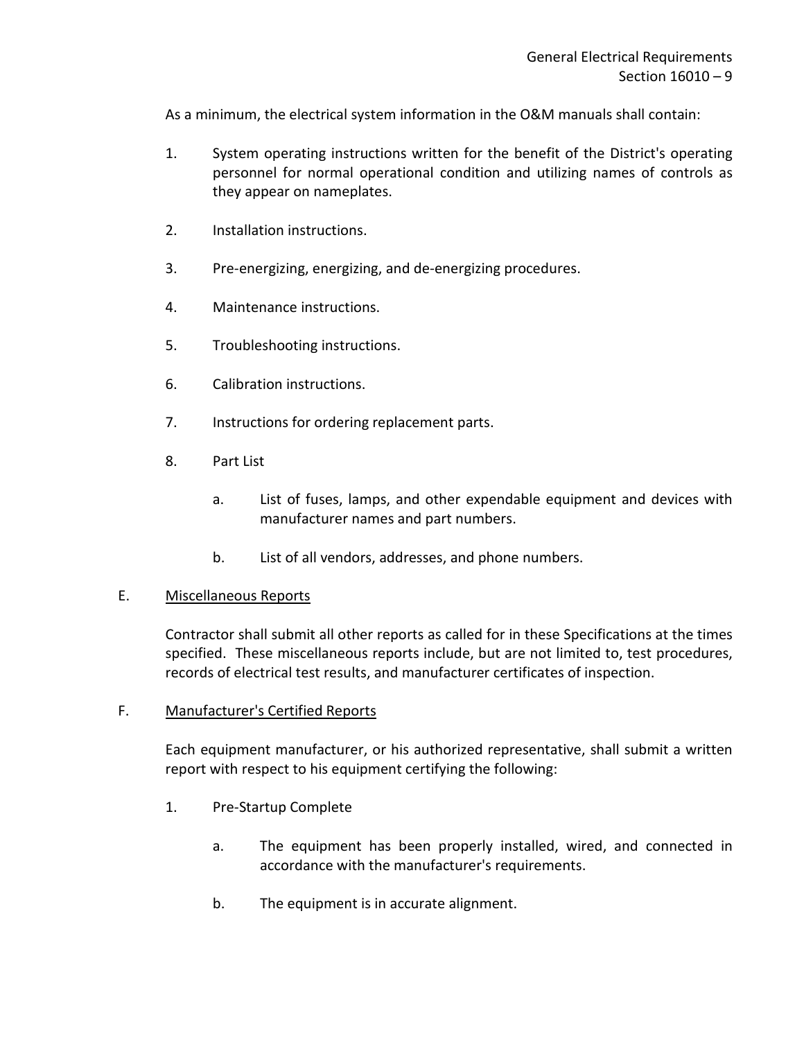As a minimum, the electrical system information in the O&M manuals shall contain:

1. System operating instructions written for the benefit of the District's operating personnel for normal operational condition and utilizing names of controls as they appear on nameplates.

2. Installation instructions.

3. Pre-energizing, energizing, and de-energizing procedures.

4. Maintenance instructions.

5. Troubleshooting instructions.

6. Calibration instructions.

7. Instructions for ordering replacement parts.

8. Part List

   a. List of fuses, lamps, and other expendable equipment and devices with manufacturer names and part numbers.

   b. List of all vendors, addresses, and phone numbers.

E. <u>Miscellaneous Reports</u>

Contractor shall submit all other reports as called for in these Specifications at the times specified. These miscellaneous reports include, but are not limited to, test procedures, records of electrical test results, and manufacturer certificates of inspection.

F. <u>Manufacturer's Certified Reports</u>

Each equipment manufacturer, or his authorized representative, shall submit a written report with respect to his equipment certifying the following:

1. Pre-Startup Complete

   a. The equipment has been properly installed, wired, and connected in accordance with the manufacturer's requirements.

   b. The equipment is in accurate alignment.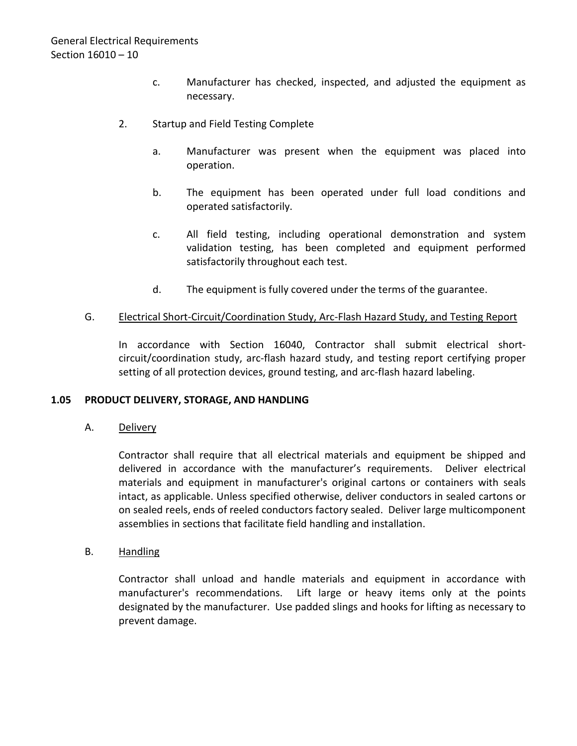c. Manufacturer has checked, inspected, and adjusted the equipment as necessary.

2. Startup and Field Testing Complete

   a. Manufacturer was present when the equipment was placed into operation.

   b. The equipment has been operated under full load conditions and operated satisfactorily.

   c. All field testing, including operational demonstration and system validation testing, has been completed and equipment performed satisfactorily throughout each test.

   d. The equipment is fully covered under the terms of the guarantee.

G. Electrical Short-Circuit/Coordination Study, Arc-Flash Hazard Study, and Testing Report

In accordance with Section 16040, Contractor shall submit electrical short-circuit/coordination study, arc-flash hazard study, and testing report certifying proper setting of all protection devices, ground testing, and arc-flash hazard labeling.

**1.05 PRODUCT DELIVERY, STORAGE, AND HANDLING**

A. Delivery

Contractor shall require that all electrical materials and equipment be shipped and delivered in accordance with the manufacturer's requirements. Deliver electrical materials and equipment in manufacturer's original cartons or containers with seals intact, as applicable. Unless specified otherwise, deliver conductors in sealed cartons or on sealed reels, ends of reeled conductors factory sealed. Deliver large multicomponent assemblies in sections that facilitate field handling and installation.

B. Handling

Contractor shall unload and handle materials and equipment in accordance with manufacturer's recommendations. Lift large or heavy items only at the points designated by the manufacturer. Use padded slings and hooks for lifting as necessary to prevent damage.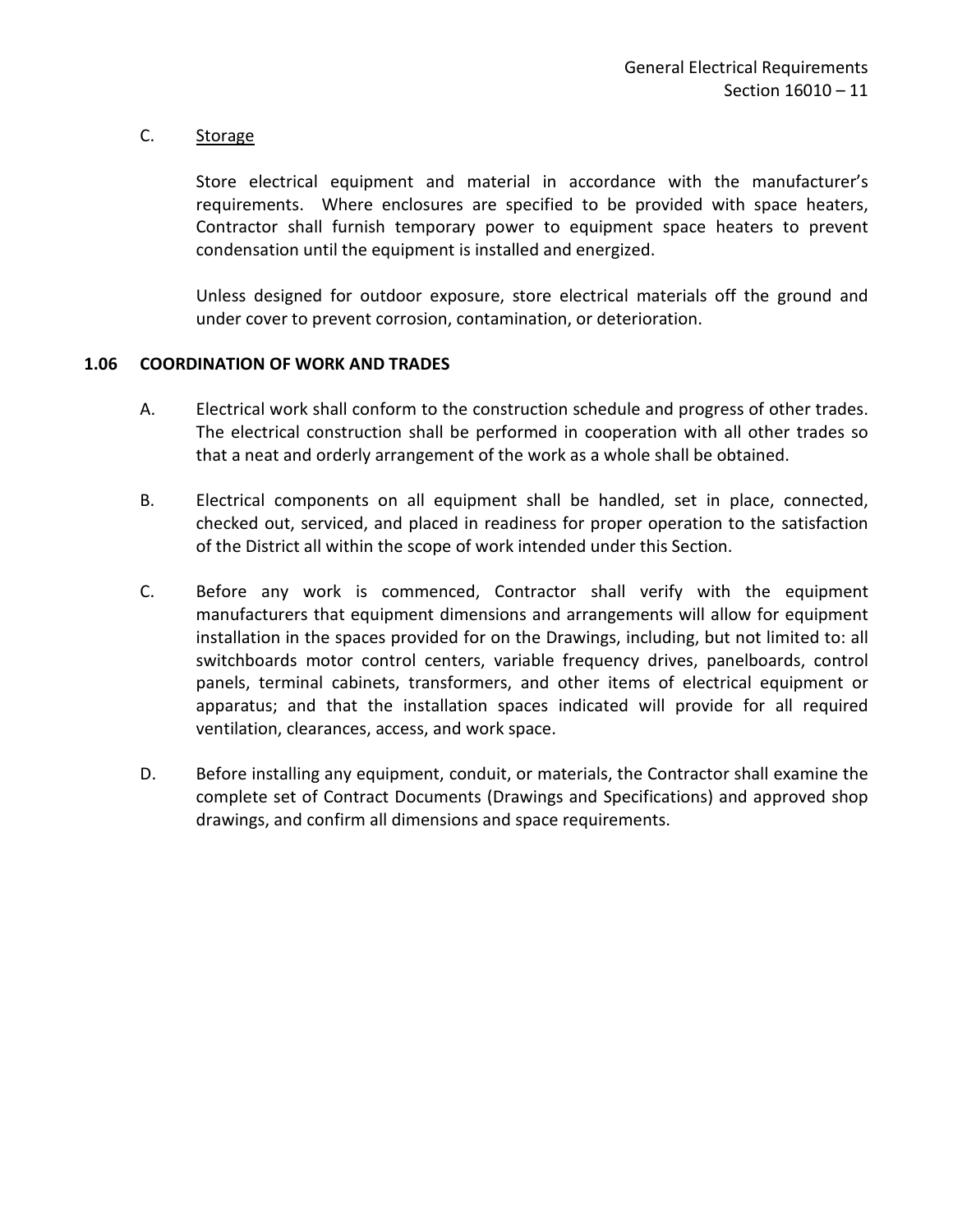C. Storage

Store electrical equipment and material in accordance with the manufacturer's requirements. Where enclosures are specified to be provided with space heaters, Contractor shall furnish temporary power to equipment space heaters to prevent condensation until the equipment is installed and energized.

Unless designed for outdoor exposure, store electrical materials off the ground and under cover to prevent corrosion, contamination, or deterioration.

## 1.06 COORDINATION OF WORK AND TRADES

A. Electrical work shall conform to the construction schedule and progress of other trades. The electrical construction shall be performed in cooperation with all other trades so that a neat and orderly arrangement of the work as a whole shall be obtained.

B. Electrical components on all equipment shall be handled, set in place, connected, checked out, serviced, and placed in readiness for proper operation to the satisfaction of the District all within the scope of work intended under this Section.

C. Before any work is commenced, Contractor shall verify with the equipment manufacturers that equipment dimensions and arrangements will allow for equipment installation in the spaces provided for on the Drawings, including, but not limited to: all switchboards motor control centers, variable frequency drives, panelboards, control panels, terminal cabinets, transformers, and other items of electrical equipment or apparatus; and that the installation spaces indicated will provide for all required ventilation, clearances, access, and work space.

D. Before installing any equipment, conduit, or materials, the Contractor shall examine the complete set of Contract Documents (Drawings and Specifications) and approved shop drawings, and confirm all dimensions and space requirements.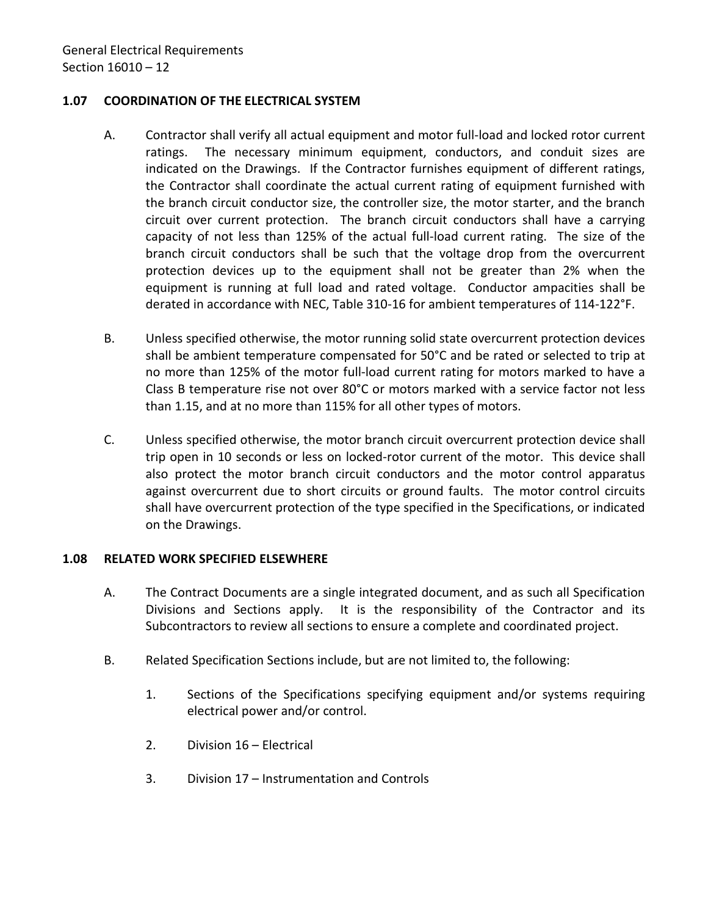### 1.07 COORDINATION OF THE ELECTRICAL SYSTEM

A. Contractor shall verify all actual equipment and motor full-load and locked rotor current ratings. The necessary minimum equipment, conductors, and conduit sizes are indicated on the Drawings. If the Contractor furnishes equipment of different ratings, the Contractor shall coordinate the actual current rating of equipment furnished with the branch circuit conductor size, the controller size, the motor starter, and the branch circuit over current protection. The branch circuit conductors shall have a carrying capacity of not less than 125% of the actual full-load current rating. The size of the branch circuit conductors shall be such that the voltage drop from the overcurrent protection devices up to the equipment shall not be greater than 2% when the equipment is running at full load and rated voltage. Conductor ampacities shall be derated in accordance with NEC, Table 310-16 for ambient temperatures of 114-122°F.

B. Unless specified otherwise, the motor running solid state overcurrent protection devices shall be ambient temperature compensated for 50°C and be rated or selected to trip at no more than 125% of the motor full-load current rating for motors marked to have a Class B temperature rise not over 80°C or motors marked with a service factor not less than 1.15, and at no more than 115% for all other types of motors.

C. Unless specified otherwise, the motor branch circuit overcurrent protection device shall trip open in 10 seconds or less on locked-rotor current of the motor. This device shall also protect the motor branch circuit conductors and the motor control apparatus against overcurrent due to short circuits or ground faults. The motor control circuits shall have overcurrent protection of the type specified in the Specifications, or indicated on the Drawings.

### 1.08 RELATED WORK SPECIFIED ELSEWHERE

A. The Contract Documents are a single integrated document, and as such all Specification Divisions and Sections apply. It is the responsibility of the Contractor and its Subcontractors to review all sections to ensure a complete and coordinated project.

B. Related Specification Sections include, but are not limited to, the following:

1. Sections of the Specifications specifying equipment and/or systems requiring electrical power and/or control.

2. Division 16 – Electrical

3. Division 17 – Instrumentation and Controls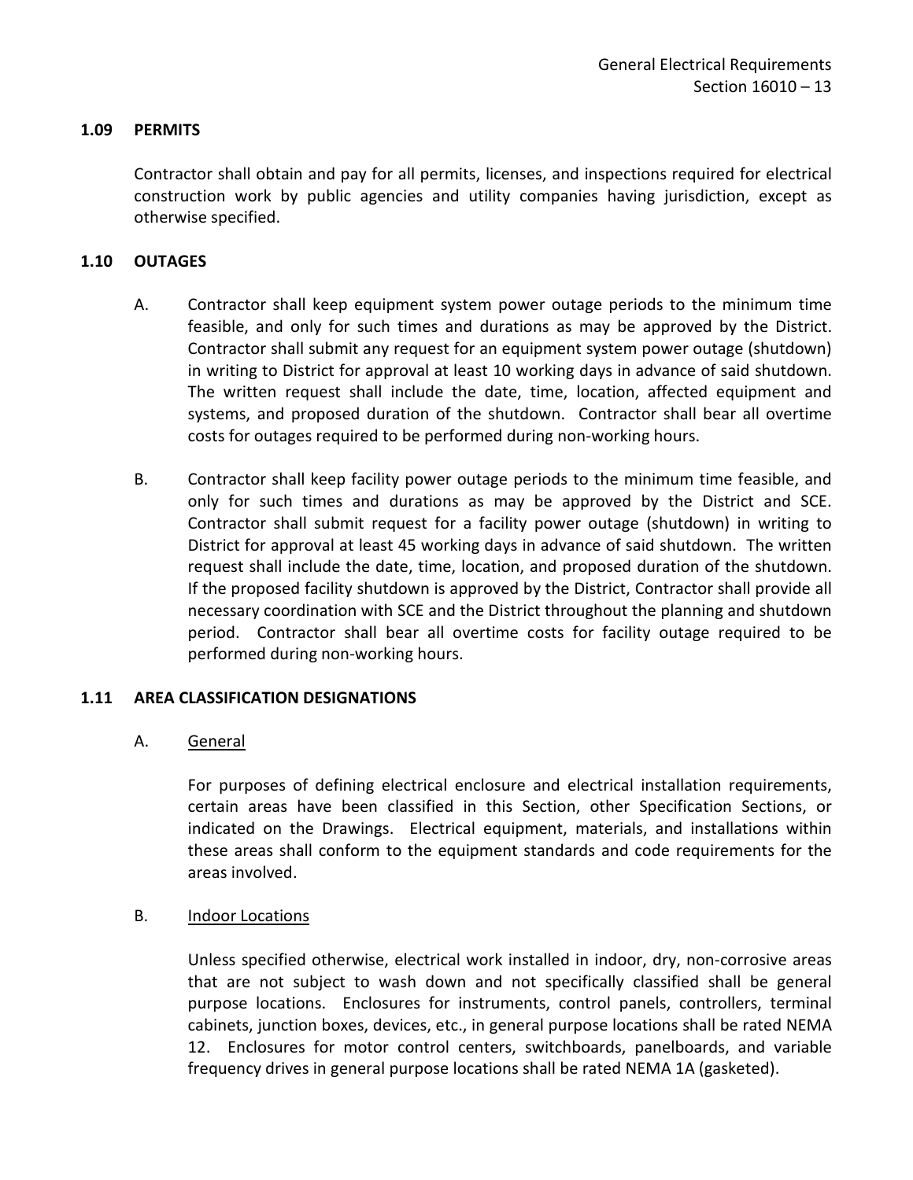### 1.09 PERMITS

Contractor shall obtain and pay for all permits, licenses, and inspections required for electrical construction work by public agencies and utility companies having jurisdiction, except as otherwise specified.

### 1.10 OUTAGES

A. Contractor shall keep equipment system power outage periods to the minimum time feasible, and only for such times and durations as may be approved by the District. Contractor shall submit any request for an equipment system power outage (shutdown) in writing to District for approval at least 10 working days in advance of said shutdown. The written request shall include the date, time, location, affected equipment and systems, and proposed duration of the shutdown. Contractor shall bear all overtime costs for outages required to be performed during non-working hours.

B. Contractor shall keep facility power outage periods to the minimum time feasible, and only for such times and durations as may be approved by the District and SCE. Contractor shall submit request for a facility power outage (shutdown) in writing to District for approval at least 45 working days in advance of said shutdown. The written request shall include the date, time, location, and proposed duration of the shutdown. If the proposed facility shutdown is approved by the District, Contractor shall provide all necessary coordination with SCE and the District throughout the planning and shutdown period. Contractor shall bear all overtime costs for facility outage required to be performed during non-working hours.

### 1.11 AREA CLASSIFICATION DESIGNATIONS

A. General

For purposes of defining electrical enclosure and electrical installation requirements, certain areas have been classified in this Section, other Specification Sections, or indicated on the Drawings. Electrical equipment, materials, and installations within these areas shall conform to the equipment standards and code requirements for the areas involved.

B. Indoor Locations

Unless specified otherwise, electrical work installed in indoor, dry, non-corrosive areas that are not subject to wash down and not specifically classified shall be general purpose locations. Enclosures for instruments, control panels, controllers, terminal cabinets, junction boxes, devices, etc., in general purpose locations shall be rated NEMA 12. Enclosures for motor control centers, switchboards, panelboards, and variable frequency drives in general purpose locations shall be rated NEMA 1A (gasketed).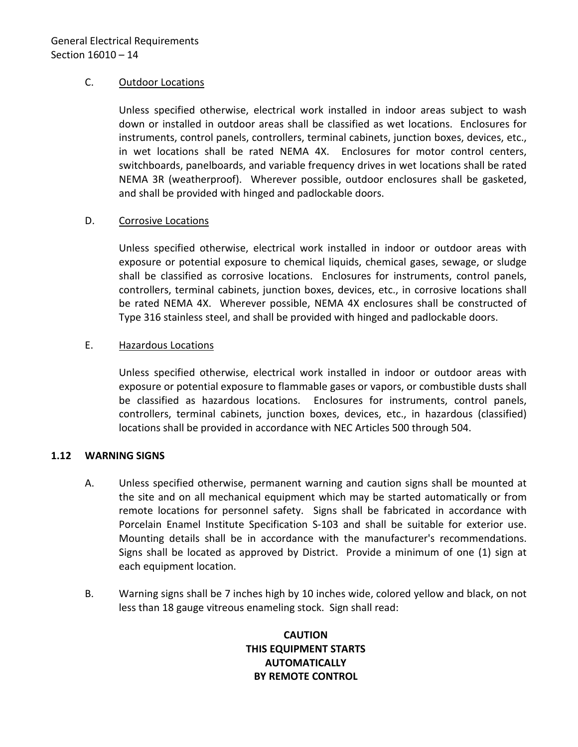C. Outdoor Locations

Unless specified otherwise, electrical work installed in indoor areas subject to wash down or installed in outdoor areas shall be classified as wet locations. Enclosures for instruments, control panels, controllers, terminal cabinets, junction boxes, devices, etc., in wet locations shall be rated NEMA 4X. Enclosures for motor control centers, switchboards, panelboards, and variable frequency drives in wet locations shall be rated NEMA 3R (weatherproof). Wherever possible, outdoor enclosures shall be gasketed, and shall be provided with hinged and padlockable doors.

D. Corrosive Locations

Unless specified otherwise, electrical work installed in indoor or outdoor areas with exposure or potential exposure to chemical liquids, chemical gases, sewage, or sludge shall be classified as corrosive locations. Enclosures for instruments, control panels, controllers, terminal cabinets, junction boxes, devices, etc., in corrosive locations shall be rated NEMA 4X. Wherever possible, NEMA 4X enclosures shall be constructed of Type 316 stainless steel, and shall be provided with hinged and padlockable doors.

E. Hazardous Locations

Unless specified otherwise, electrical work installed in indoor or outdoor areas with exposure or potential exposure to flammable gases or vapors, or combustible dusts shall be classified as hazardous locations. Enclosures for instruments, control panels, controllers, terminal cabinets, junction boxes, devices, etc., in hazardous (classified) locations shall be provided in accordance with NEC Articles 500 through 504.

## 1.12 WARNING SIGNS

A. Unless specified otherwise, permanent warning and caution signs shall be mounted at the site and on all mechanical equipment which may be started automatically or from remote locations for personnel safety. Signs shall be fabricated in accordance with Porcelain Enamel Institute Specification S-103 and shall be suitable for exterior use. Mounting details shall be in accordance with the manufacturer's recommendations. Signs shall be located as approved by District. Provide a minimum of one (1) sign at each equipment location.

B. Warning signs shall be 7 inches high by 10 inches wide, colored yellow and black, on not less than 18 gauge vitreous enameling stock. Sign shall read:

**CAUTION**
**THIS EQUIPMENT STARTS**
**AUTOMATICALLY**
**BY REMOTE CONTROL**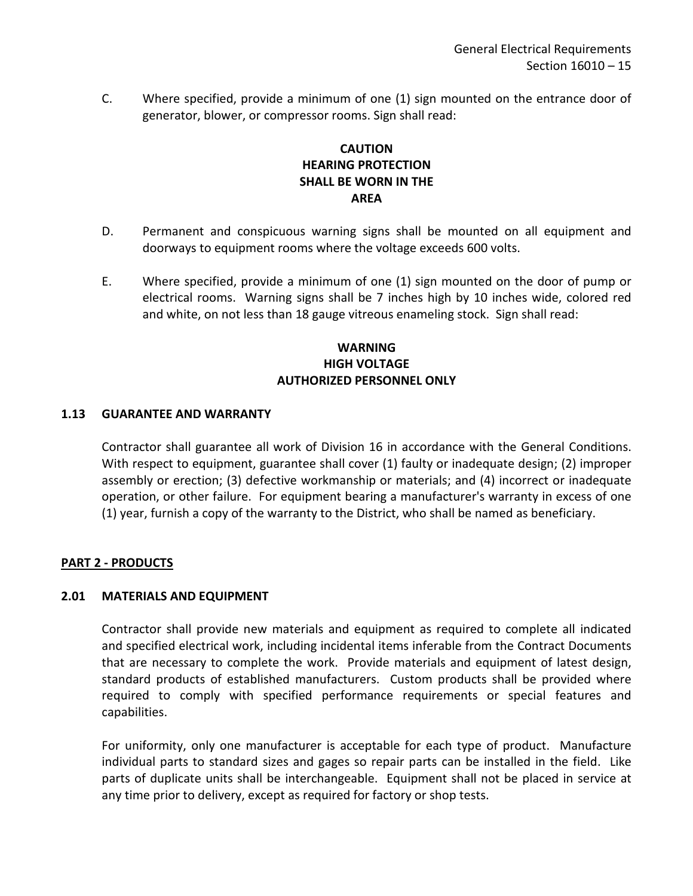C. Where specified, provide a minimum of one (1) sign mounted on the entrance door of generator, blower, or compressor rooms. Sign shall read:

**CAUTION**
**HEARING PROTECTION**
**SHALL BE WORN IN THE**
**AREA**

D. Permanent and conspicuous warning signs shall be mounted on all equipment and doorways to equipment rooms where the voltage exceeds 600 volts.

E. Where specified, provide a minimum of one (1) sign mounted on the door of pump or electrical rooms. Warning signs shall be 7 inches high by 10 inches wide, colored red and white, on not less than 18 gauge vitreous enameling stock. Sign shall read:

**WARNING**
**HIGH VOLTAGE**
**AUTHORIZED PERSONNEL ONLY**

### 1.13 GUARANTEE AND WARRANTY

Contractor shall guarantee all work of Division 16 in accordance with the General Conditions. With respect to equipment, guarantee shall cover (1) faulty or inadequate design; (2) improper assembly or erection; (3) defective workmanship or materials; and (4) incorrect or inadequate operation, or other failure. For equipment bearing a manufacturer's warranty in excess of one (1) year, furnish a copy of the warranty to the District, who shall be named as beneficiary.

## PART 2 - PRODUCTS

### 2.01 MATERIALS AND EQUIPMENT

Contractor shall provide new materials and equipment as required to complete all indicated and specified electrical work, including incidental items inferable from the Contract Documents that are necessary to complete the work. Provide materials and equipment of latest design, standard products of established manufacturers. Custom products shall be provided where required to comply with specified performance requirements or special features and capabilities.

For uniformity, only one manufacturer is acceptable for each type of product. Manufacture individual parts to standard sizes and gages so repair parts can be installed in the field. Like parts of duplicate units shall be interchangeable. Equipment shall not be placed in service at any time prior to delivery, except as required for factory or shop tests.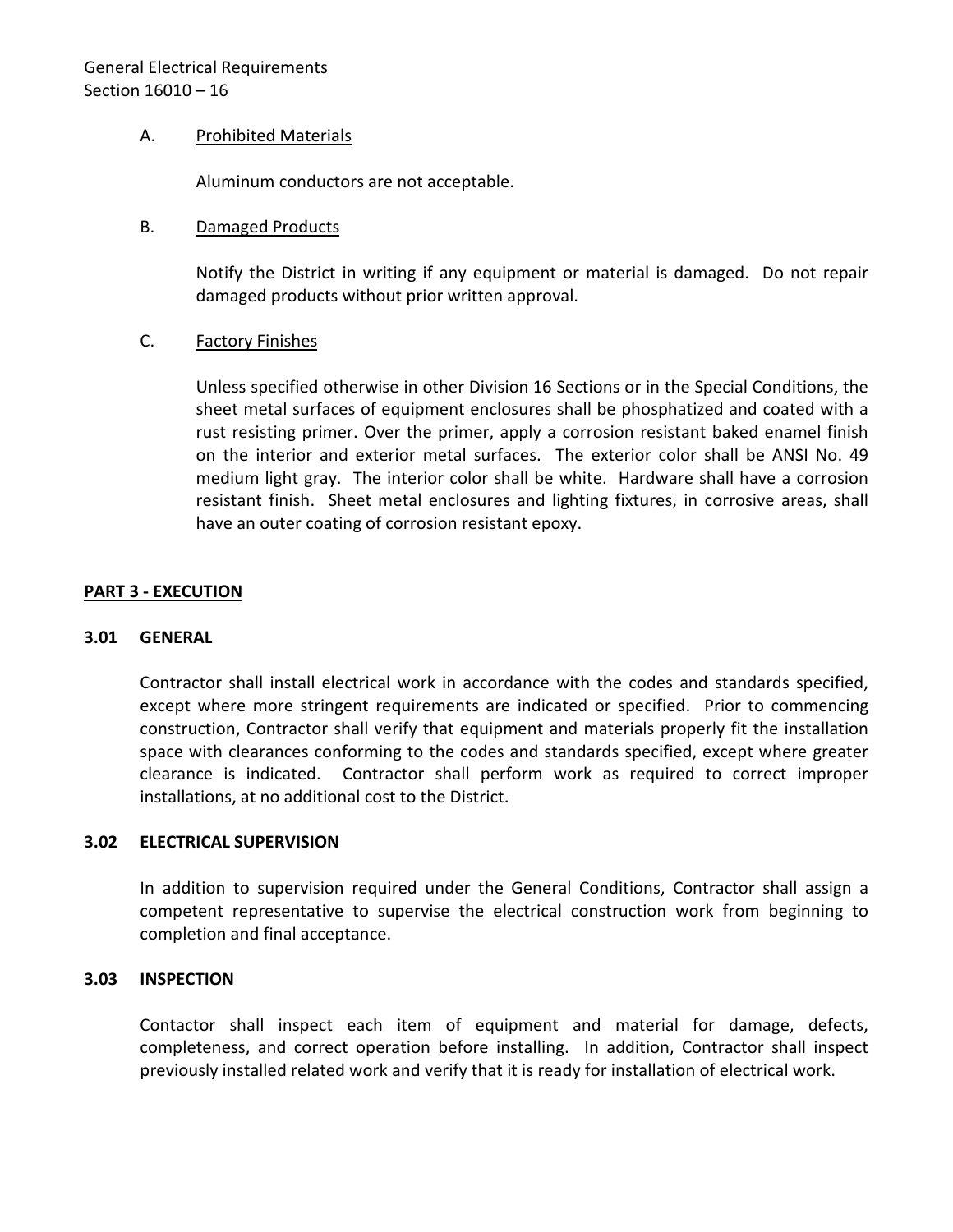A. Prohibited Materials

Aluminum conductors are not acceptable.

B. Damaged Products

Notify the District in writing if any equipment or material is damaged. Do not repair damaged products without prior written approval.

C. Factory Finishes

Unless specified otherwise in other Division 16 Sections or in the Special Conditions, the sheet metal surfaces of equipment enclosures shall be phosphatized and coated with a rust resisting primer. Over the primer, apply a corrosion resistant baked enamel finish on the interior and exterior metal surfaces. The exterior color shall be ANSI No. 49 medium light gray. The interior color shall be white. Hardware shall have a corrosion resistant finish. Sheet metal enclosures and lighting fixtures, in corrosive areas, shall have an outer coating of corrosion resistant epoxy.

## PART 3 - EXECUTION

### 3.01 GENERAL

Contractor shall install electrical work in accordance with the codes and standards specified, except where more stringent requirements are indicated or specified. Prior to commencing construction, Contractor shall verify that equipment and materials properly fit the installation space with clearances conforming to the codes and standards specified, except where greater clearance is indicated. Contractor shall perform work as required to correct improper installations, at no additional cost to the District.

### 3.02 ELECTRICAL SUPERVISION

In addition to supervision required under the General Conditions, Contractor shall assign a competent representative to supervise the electrical construction work from beginning to completion and final acceptance.

### 3.03 INSPECTION

Contactor shall inspect each item of equipment and material for damage, defects, completeness, and correct operation before installing. In addition, Contractor shall inspect previously installed related work and verify that it is ready for installation of electrical work.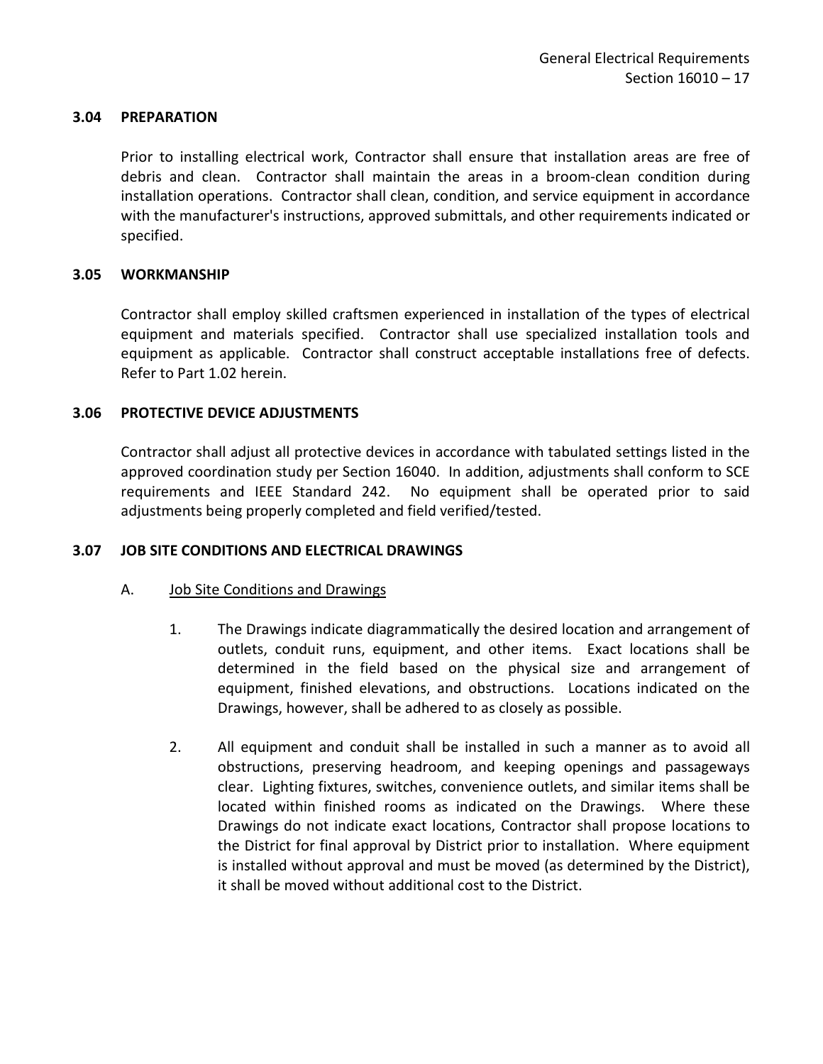### 3.04 PREPARATION

Prior to installing electrical work, Contractor shall ensure that installation areas are free of debris and clean. Contractor shall maintain the areas in a broom-clean condition during installation operations. Contractor shall clean, condition, and service equipment in accordance with the manufacturer's instructions, approved submittals, and other requirements indicated or specified.

### 3.05 WORKMANSHIP

Contractor shall employ skilled craftsmen experienced in installation of the types of electrical equipment and materials specified. Contractor shall use specialized installation tools and equipment as applicable. Contractor shall construct acceptable installations free of defects. Refer to Part 1.02 herein.

### 3.06 PROTECTIVE DEVICE ADJUSTMENTS

Contractor shall adjust all protective devices in accordance with tabulated settings listed in the approved coordination study per Section 16040. In addition, adjustments shall conform to SCE requirements and IEEE Standard 242. No equipment shall be operated prior to said adjustments being properly completed and field verified/tested.

### 3.07 JOB SITE CONDITIONS AND ELECTRICAL DRAWINGS

A. Job Site Conditions and Drawings

1. The Drawings indicate diagrammatically the desired location and arrangement of outlets, conduit runs, equipment, and other items. Exact locations shall be determined in the field based on the physical size and arrangement of equipment, finished elevations, and obstructions. Locations indicated on the Drawings, however, shall be adhered to as closely as possible.

2. All equipment and conduit shall be installed in such a manner as to avoid all obstructions, preserving headroom, and keeping openings and passageways clear. Lighting fixtures, switches, convenience outlets, and similar items shall be located within finished rooms as indicated on the Drawings. Where these Drawings do not indicate exact locations, Contractor shall propose locations to the District for final approval by District prior to installation. Where equipment is installed without approval and must be moved (as determined by the District), it shall be moved without additional cost to the District.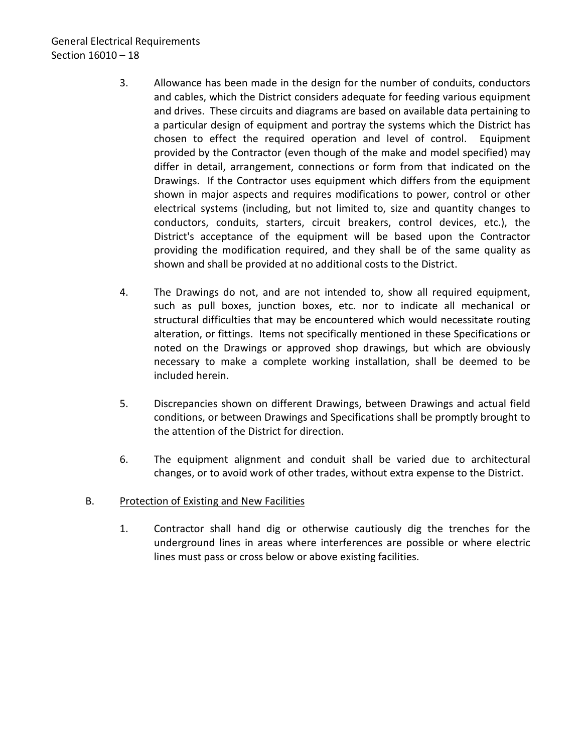3. Allowance has been made in the design for the number of conduits, conductors and cables, which the District considers adequate for feeding various equipment and drives. These circuits and diagrams are based on available data pertaining to a particular design of equipment and portray the systems which the District has chosen to effect the required operation and level of control. Equipment provided by the Contractor (even though of the make and model specified) may differ in detail, arrangement, connections or form from that indicated on the Drawings. If the Contractor uses equipment which differs from the equipment shown in major aspects and requires modifications to power, control or other electrical systems (including, but not limited to, size and quantity changes to conductors, conduits, starters, circuit breakers, control devices, etc.), the District's acceptance of the equipment will be based upon the Contractor providing the modification required, and they shall be of the same quality as shown and shall be provided at no additional costs to the District.

4. The Drawings do not, and are not intended to, show all required equipment, such as pull boxes, junction boxes, etc. nor to indicate all mechanical or structural difficulties that may be encountered which would necessitate routing alteration, or fittings. Items not specifically mentioned in these Specifications or noted on the Drawings or approved shop drawings, but which are obviously necessary to make a complete working installation, shall be deemed to be included herein.

5. Discrepancies shown on different Drawings, between Drawings and actual field conditions, or between Drawings and Specifications shall be promptly brought to the attention of the District for direction.

6. The equipment alignment and conduit shall be varied due to architectural changes, or to avoid work of other trades, without extra expense to the District.

B. <u>Protection of Existing and New Facilities</u>

1. Contractor shall hand dig or otherwise cautiously dig the trenches for the underground lines in areas where interferences are possible or where electric lines must pass or cross below or above existing facilities.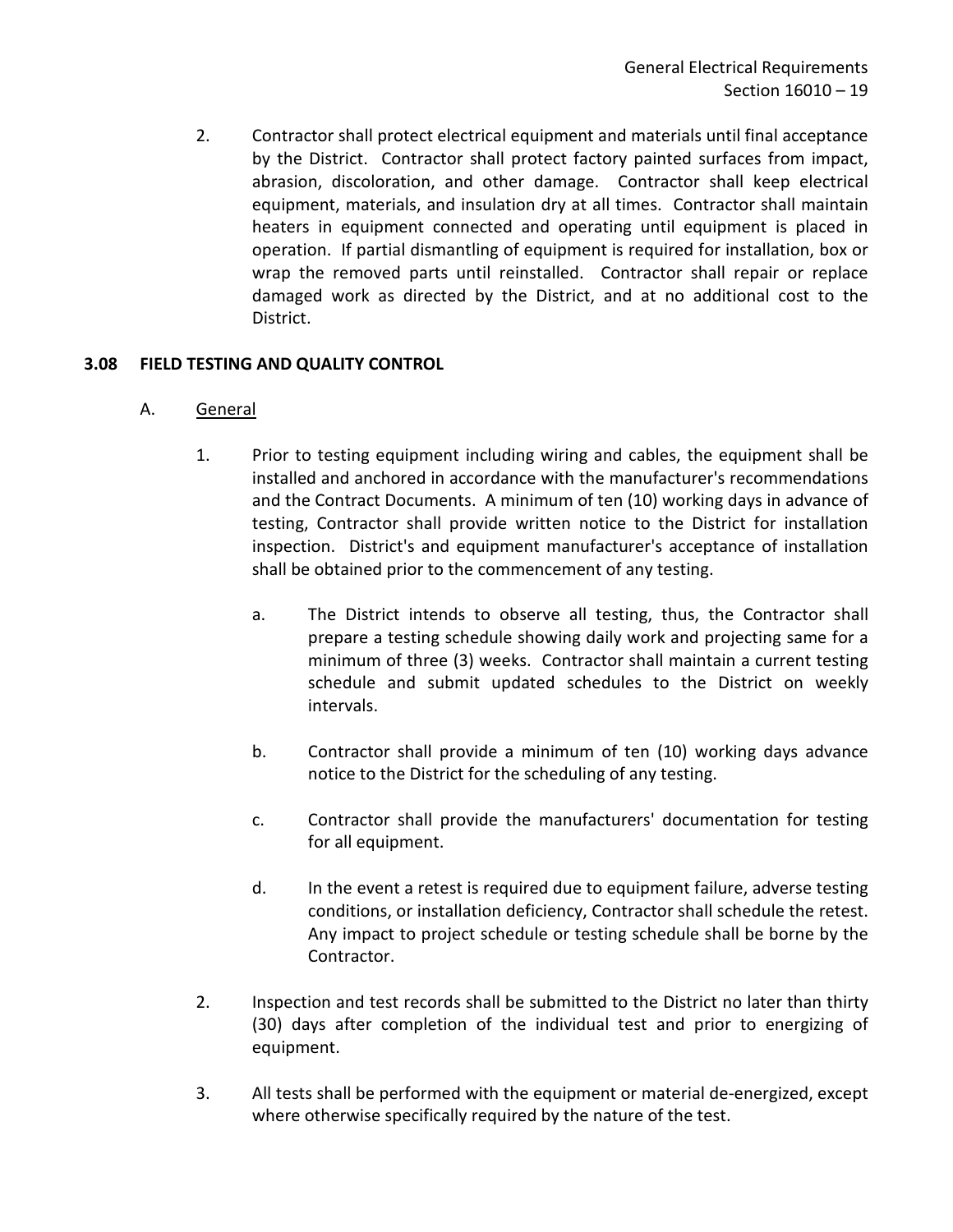2. Contractor shall protect electrical equipment and materials until final acceptance by the District. Contractor shall protect factory painted surfaces from impact, abrasion, discoloration, and other damage. Contractor shall keep electrical equipment, materials, and insulation dry at all times. Contractor shall maintain heaters in equipment connected and operating until equipment is placed in operation. If partial dismantling of equipment is required for installation, box or wrap the removed parts until reinstalled. Contractor shall repair or replace damaged work as directed by the District, and at no additional cost to the District.

## 3.08 FIELD TESTING AND QUALITY CONTROL

A. General

1. Prior to testing equipment including wiring and cables, the equipment shall be installed and anchored in accordance with the manufacturer's recommendations and the Contract Documents. A minimum of ten (10) working days in advance of testing, Contractor shall provide written notice to the District for installation inspection. District's and equipment manufacturer's acceptance of installation shall be obtained prior to the commencement of any testing.

   a. The District intends to observe all testing, thus, the Contractor shall prepare a testing schedule showing daily work and projecting same for a minimum of three (3) weeks. Contractor shall maintain a current testing schedule and submit updated schedules to the District on weekly intervals.

   b. Contractor shall provide a minimum of ten (10) working days advance notice to the District for the scheduling of any testing.

   c. Contractor shall provide the manufacturers' documentation for testing for all equipment.

   d. In the event a retest is required due to equipment failure, adverse testing conditions, or installation deficiency, Contractor shall schedule the retest. Any impact to project schedule or testing schedule shall be borne by the Contractor.

2. Inspection and test records shall be submitted to the District no later than thirty (30) days after completion of the individual test and prior to energizing of equipment.

3. All tests shall be performed with the equipment or material de-energized, except where otherwise specifically required by the nature of the test.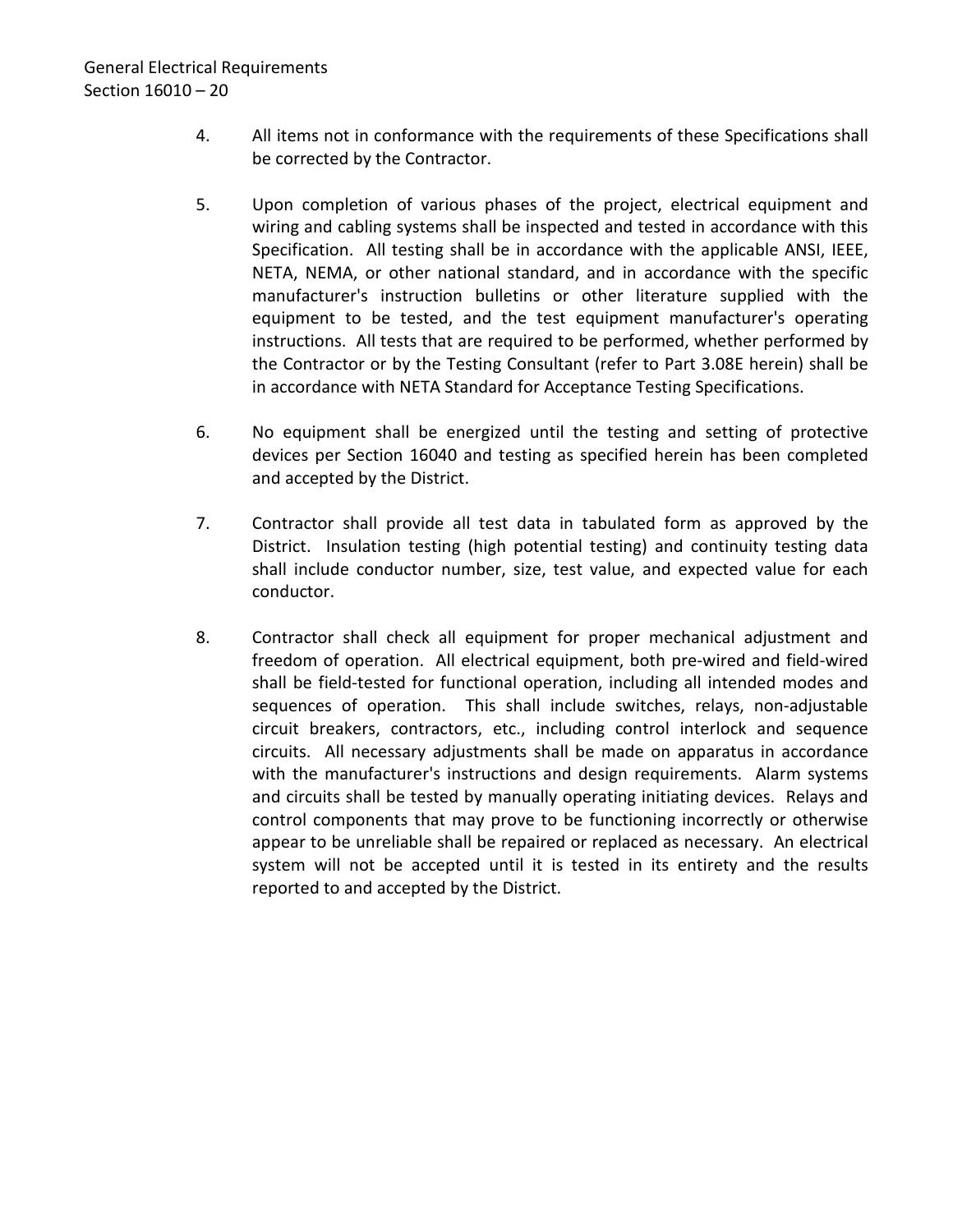4. All items not in conformance with the requirements of these Specifications shall be corrected by the Contractor.

5. Upon completion of various phases of the project, electrical equipment and wiring and cabling systems shall be inspected and tested in accordance with this Specification. All testing shall be in accordance with the applicable ANSI, IEEE, NETA, NEMA, or other national standard, and in accordance with the specific manufacturer's instruction bulletins or other literature supplied with the equipment to be tested, and the test equipment manufacturer's operating instructions. All tests that are required to be performed, whether performed by the Contractor or by the Testing Consultant (refer to Part 3.08E herein) shall be in accordance with NETA Standard for Acceptance Testing Specifications.

6. No equipment shall be energized until the testing and setting of protective devices per Section 16040 and testing as specified herein has been completed and accepted by the District.

7. Contractor shall provide all test data in tabulated form as approved by the District. Insulation testing (high potential testing) and continuity testing data shall include conductor number, size, test value, and expected value for each conductor.

8. Contractor shall check all equipment for proper mechanical adjustment and freedom of operation. All electrical equipment, both pre-wired and field-wired shall be field-tested for functional operation, including all intended modes and sequences of operation. This shall include switches, relays, non-adjustable circuit breakers, contractors, etc., including control interlock and sequence circuits. All necessary adjustments shall be made on apparatus in accordance with the manufacturer's instructions and design requirements. Alarm systems and circuits shall be tested by manually operating initiating devices. Relays and control components that may prove to be functioning incorrectly or otherwise appear to be unreliable shall be repaired or replaced as necessary. An electrical system will not be accepted until it is tested in its entirety and the results reported to and accepted by the District.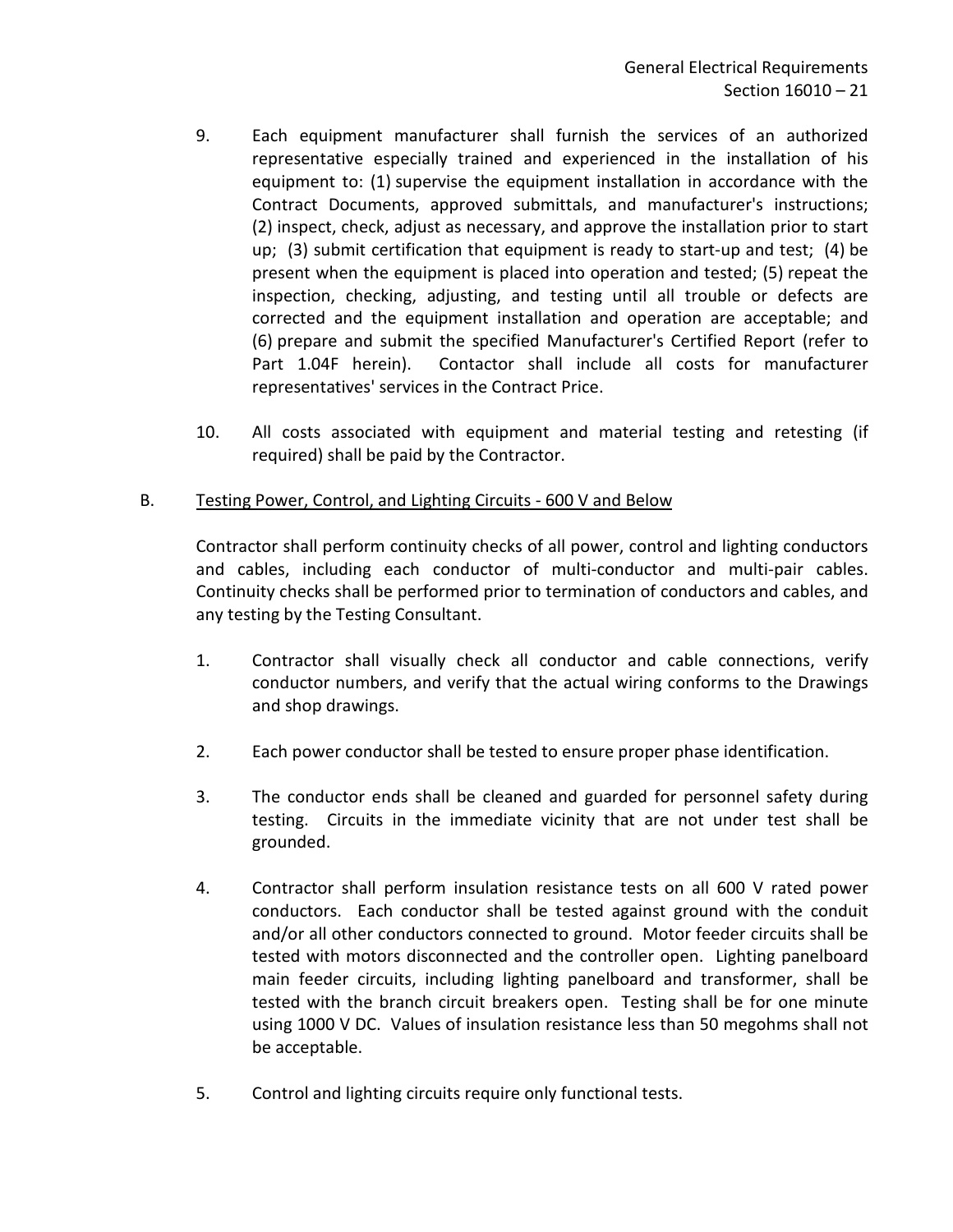9. Each equipment manufacturer shall furnish the services of an authorized representative especially trained and experienced in the installation of his equipment to: (1) supervise the equipment installation in accordance with the Contract Documents, approved submittals, and manufacturer's instructions; (2) inspect, check, adjust as necessary, and approve the installation prior to start up; (3) submit certification that equipment is ready to start-up and test; (4) be present when the equipment is placed into operation and tested; (5) repeat the inspection, checking, adjusting, and testing until all trouble or defects are corrected and the equipment installation and operation are acceptable; and (6) prepare and submit the specified Manufacturer's Certified Report (refer to Part 1.04F herein). Contactor shall include all costs for manufacturer representatives' services in the Contract Price.

10. All costs associated with equipment and material testing and retesting (if required) shall be paid by the Contractor.

B. Testing Power, Control, and Lighting Circuits - 600 V and Below

Contractor shall perform continuity checks of all power, control and lighting conductors and cables, including each conductor of multi-conductor and multi-pair cables. Continuity checks shall be performed prior to termination of conductors and cables, and any testing by the Testing Consultant.

1. Contractor shall visually check all conductor and cable connections, verify conductor numbers, and verify that the actual wiring conforms to the Drawings and shop drawings.

2. Each power conductor shall be tested to ensure proper phase identification.

3. The conductor ends shall be cleaned and guarded for personnel safety during testing. Circuits in the immediate vicinity that are not under test shall be grounded.

4. Contractor shall perform insulation resistance tests on all 600 V rated power conductors. Each conductor shall be tested against ground with the conduit and/or all other conductors connected to ground. Motor feeder circuits shall be tested with motors disconnected and the controller open. Lighting panelboard main feeder circuits, including lighting panelboard and transformer, shall be tested with the branch circuit breakers open. Testing shall be for one minute using 1000 V DC. Values of insulation resistance less than 50 megohms shall not be acceptable.

5. Control and lighting circuits require only functional tests.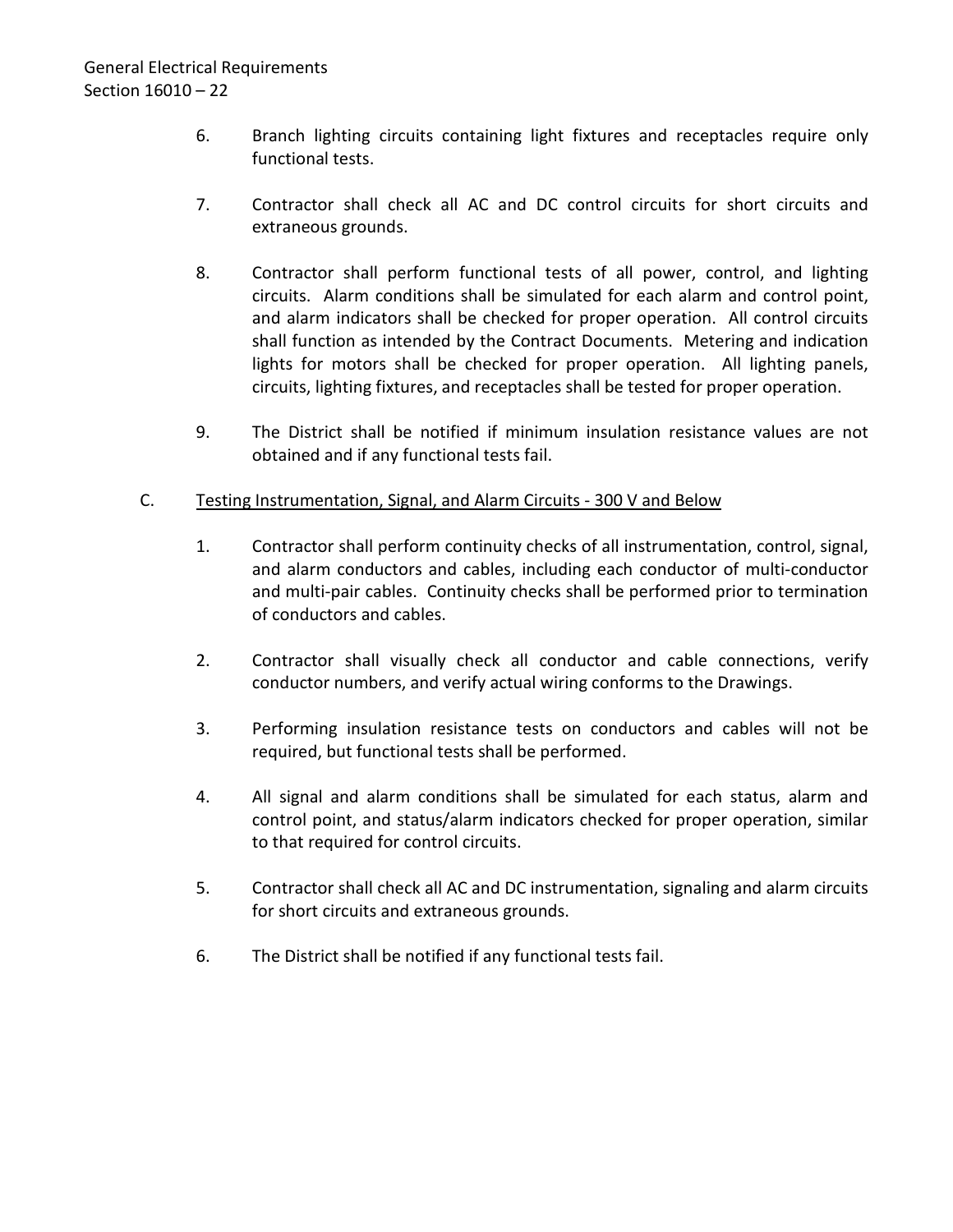6. Branch lighting circuits containing light fixtures and receptacles require only functional tests.

7. Contractor shall check all AC and DC control circuits for short circuits and extraneous grounds.

8. Contractor shall perform functional tests of all power, control, and lighting circuits. Alarm conditions shall be simulated for each alarm and control point, and alarm indicators shall be checked for proper operation. All control circuits shall function as intended by the Contract Documents. Metering and indication lights for motors shall be checked for proper operation. All lighting panels, circuits, lighting fixtures, and receptacles shall be tested for proper operation.

9. The District shall be notified if minimum insulation resistance values are not obtained and if any functional tests fail.

C. <u>Testing Instrumentation, Signal, and Alarm Circuits - 300 V and Below</u>

1. Contractor shall perform continuity checks of all instrumentation, control, signal, and alarm conductors and cables, including each conductor of multi-conductor and multi-pair cables. Continuity checks shall be performed prior to termination of conductors and cables.

2. Contractor shall visually check all conductor and cable connections, verify conductor numbers, and verify actual wiring conforms to the Drawings.

3. Performing insulation resistance tests on conductors and cables will not be required, but functional tests shall be performed.

4. All signal and alarm conditions shall be simulated for each status, alarm and control point, and status/alarm indicators checked for proper operation, similar to that required for control circuits.

5. Contractor shall check all AC and DC instrumentation, signaling and alarm circuits for short circuits and extraneous grounds.

6. The District shall be notified if any functional tests fail.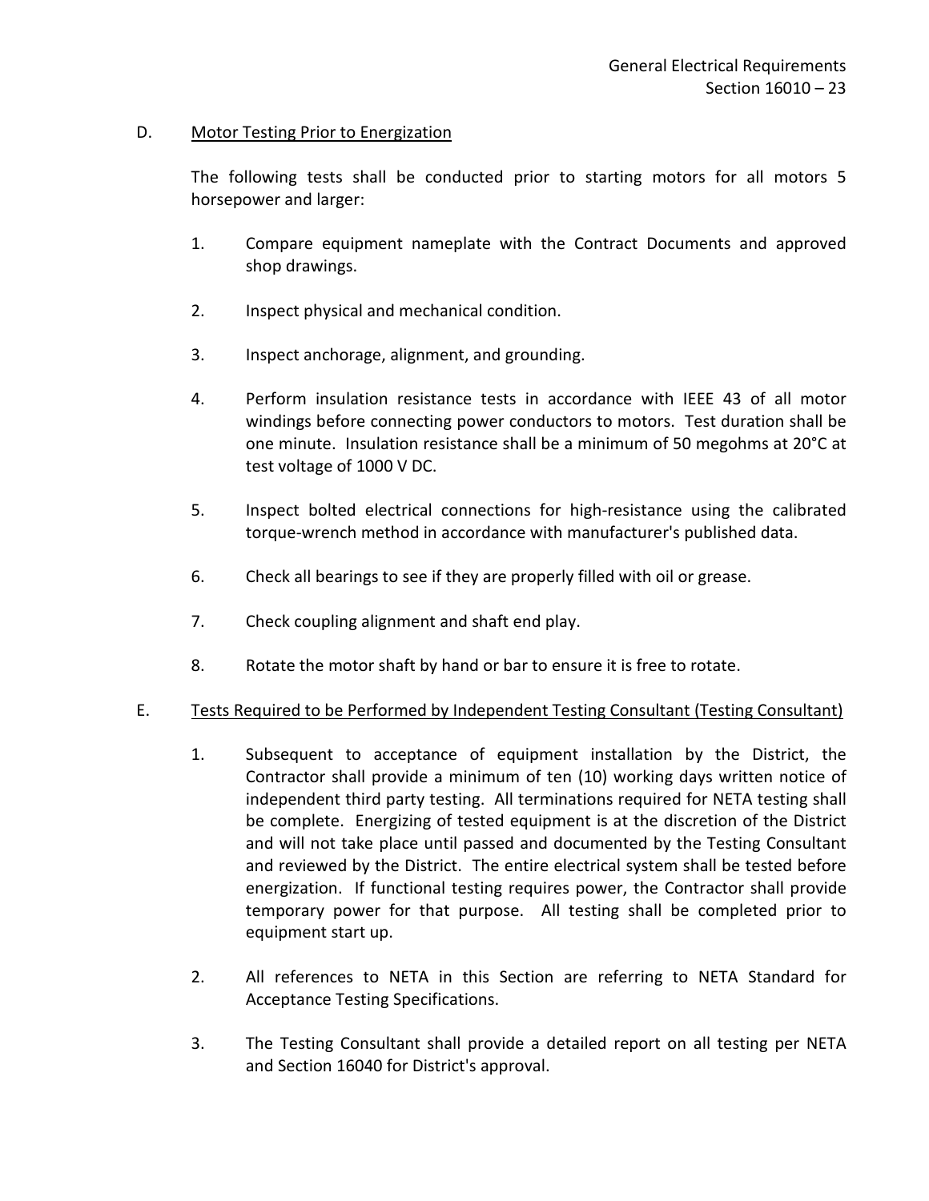D. <u>Motor Testing Prior to Energization</u>

The following tests shall be conducted prior to starting motors for all motors 5 horsepower and larger:

1. Compare equipment nameplate with the Contract Documents and approved shop drawings.

2. Inspect physical and mechanical condition.

3. Inspect anchorage, alignment, and grounding.

4. Perform insulation resistance tests in accordance with IEEE 43 of all motor windings before connecting power conductors to motors. Test duration shall be one minute. Insulation resistance shall be a minimum of 50 megohms at 20°C at test voltage of 1000 V DC.

5. Inspect bolted electrical connections for high-resistance using the calibrated torque-wrench method in accordance with manufacturer's published data.

6. Check all bearings to see if they are properly filled with oil or grease.

7. Check coupling alignment and shaft end play.

8. Rotate the motor shaft by hand or bar to ensure it is free to rotate.

E. <u>Tests Required to be Performed by Independent Testing Consultant (Testing Consultant)</u>

1. Subsequent to acceptance of equipment installation by the District, the Contractor shall provide a minimum of ten (10) working days written notice of independent third party testing. All terminations required for NETA testing shall be complete. Energizing of tested equipment is at the discretion of the District and will not take place until passed and documented by the Testing Consultant and reviewed by the District. The entire electrical system shall be tested before energization. If functional testing requires power, the Contractor shall provide temporary power for that purpose. All testing shall be completed prior to equipment start up.

2. All references to NETA in this Section are referring to NETA Standard for Acceptance Testing Specifications.

3. The Testing Consultant shall provide a detailed report on all testing per NETA and Section 16040 for District's approval.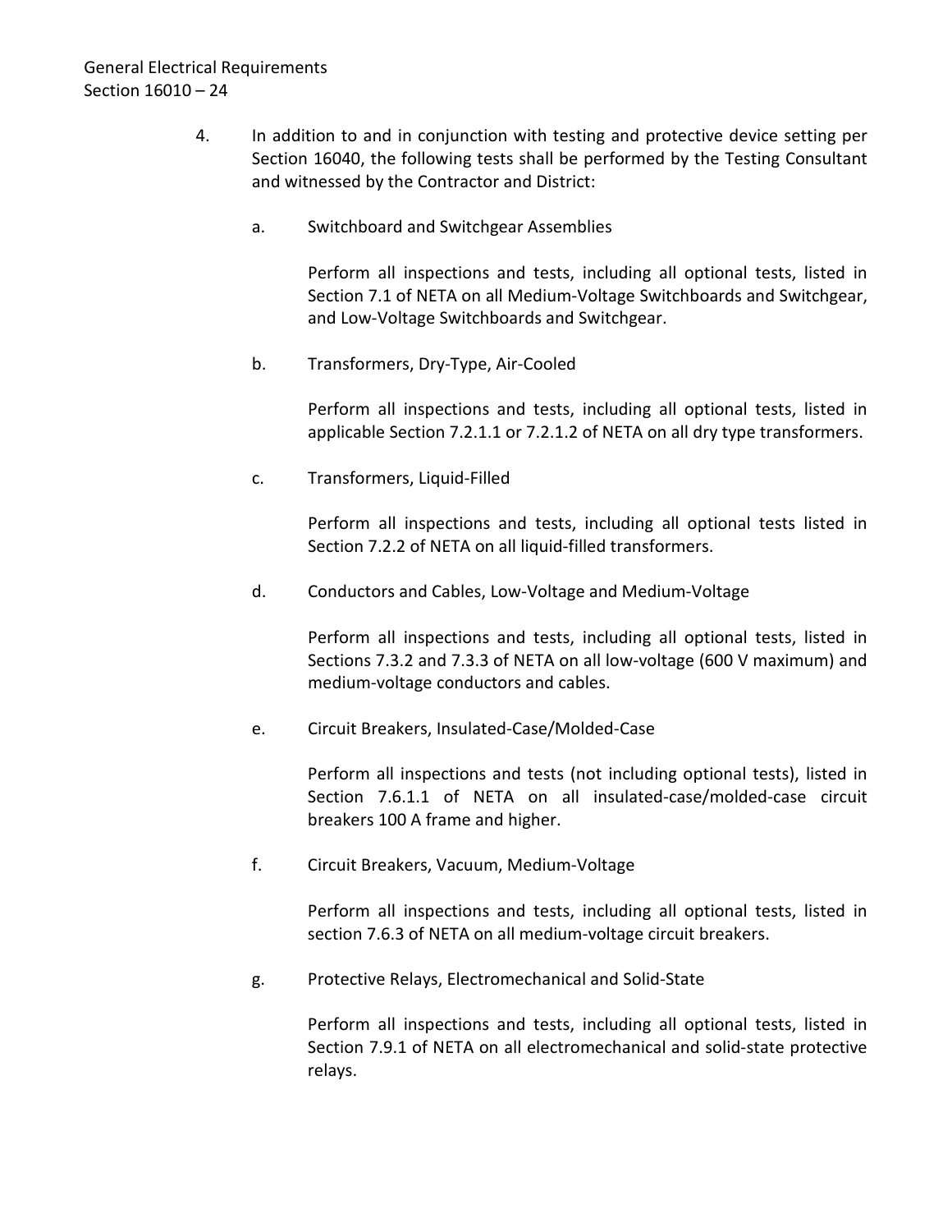4. In addition to and in conjunction with testing and protective device setting per Section 16040, the following tests shall be performed by the Testing Consultant and witnessed by the Contractor and District:

   a. Switchboard and Switchgear Assemblies

      Perform all inspections and tests, including all optional tests, listed in Section 7.1 of NETA on all Medium-Voltage Switchboards and Switchgear, and Low-Voltage Switchboards and Switchgear.

   b. Transformers, Dry-Type, Air-Cooled

      Perform all inspections and tests, including all optional tests, listed in applicable Section 7.2.1.1 or 7.2.1.2 of NETA on all dry type transformers.

   c. Transformers, Liquid-Filled

      Perform all inspections and tests, including all optional tests listed in Section 7.2.2 of NETA on all liquid-filled transformers.

   d. Conductors and Cables, Low-Voltage and Medium-Voltage

      Perform all inspections and tests, including all optional tests, listed in Sections 7.3.2 and 7.3.3 of NETA on all low-voltage (600 V maximum) and medium-voltage conductors and cables.

   e. Circuit Breakers, Insulated-Case/Molded-Case

      Perform all inspections and tests (not including optional tests), listed in Section 7.6.1.1 of NETA on all insulated-case/molded-case circuit breakers 100 A frame and higher.

   f. Circuit Breakers, Vacuum, Medium-Voltage

      Perform all inspections and tests, including all optional tests, listed in section 7.6.3 of NETA on all medium-voltage circuit breakers.

   g. Protective Relays, Electromechanical and Solid-State

      Perform all inspections and tests, including all optional tests, listed in Section 7.9.1 of NETA on all electromechanical and solid-state protective relays.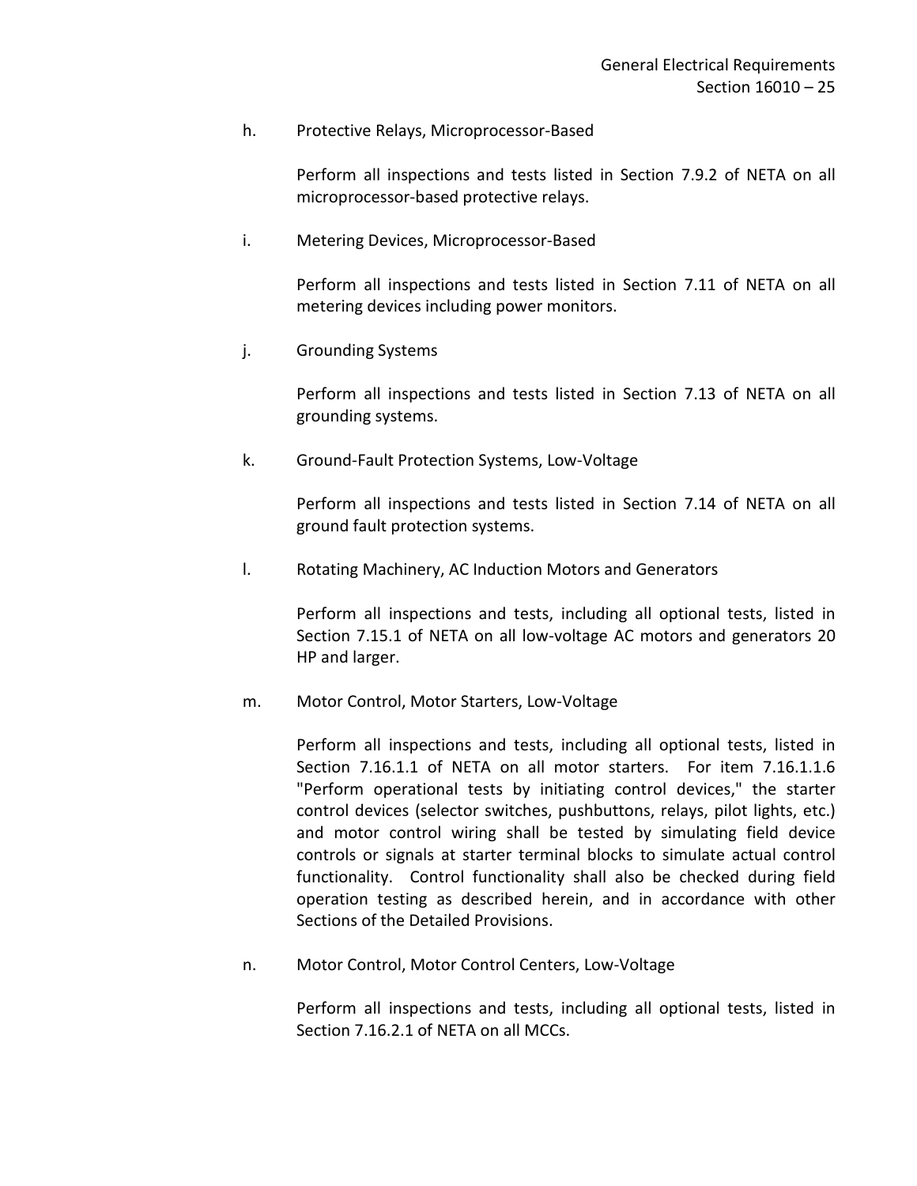h. Protective Relays, Microprocessor-Based

Perform all inspections and tests listed in Section 7.9.2 of NETA on all microprocessor-based protective relays.

i. Metering Devices, Microprocessor-Based

Perform all inspections and tests listed in Section 7.11 of NETA on all metering devices including power monitors.

j. Grounding Systems

Perform all inspections and tests listed in Section 7.13 of NETA on all grounding systems.

k. Ground-Fault Protection Systems, Low-Voltage

Perform all inspections and tests listed in Section 7.14 of NETA on all ground fault protection systems.

l. Rotating Machinery, AC Induction Motors and Generators

Perform all inspections and tests, including all optional tests, listed in Section 7.15.1 of NETA on all low-voltage AC motors and generators 20 HP and larger.

m. Motor Control, Motor Starters, Low-Voltage

Perform all inspections and tests, including all optional tests, listed in Section 7.16.1.1 of NETA on all motor starters. For item 7.16.1.1.6 "Perform operational tests by initiating control devices," the starter control devices (selector switches, pushbuttons, relays, pilot lights, etc.) and motor control wiring shall be tested by simulating field device controls or signals at starter terminal blocks to simulate actual control functionality. Control functionality shall also be checked during field operation testing as described herein, and in accordance with other Sections of the Detailed Provisions.

n. Motor Control, Motor Control Centers, Low-Voltage

Perform all inspections and tests, including all optional tests, listed in Section 7.16.2.1 of NETA on all MCCs.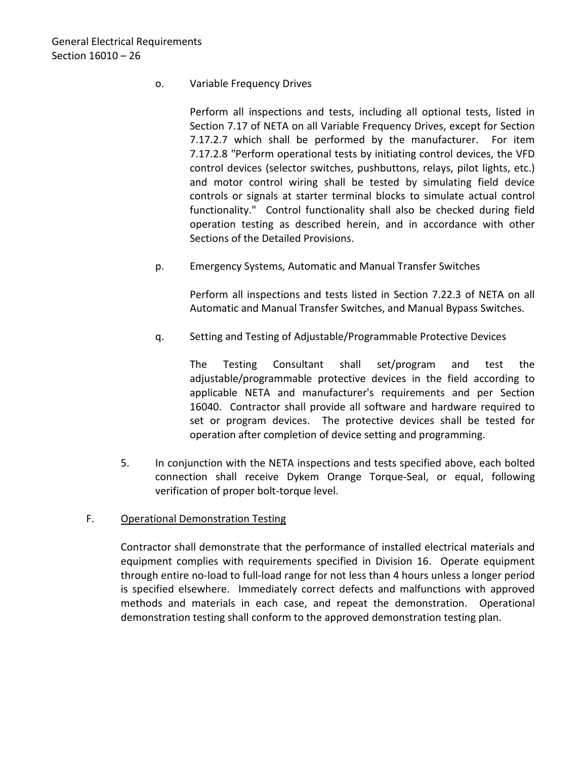o. Variable Frequency Drives

Perform all inspections and tests, including all optional tests, listed in Section 7.17 of NETA on all Variable Frequency Drives, except for Section 7.17.2.7 which shall be performed by the manufacturer. For item 7.17.2.8 "Perform operational tests by initiating control devices, the VFD control devices (selector switches, pushbuttons, relays, pilot lights, etc.) and motor control wiring shall be tested by simulating field device controls or signals at starter terminal blocks to simulate actual control functionality." Control functionality shall also be checked during field operation testing as described herein, and in accordance with other Sections of the Detailed Provisions.

p. Emergency Systems, Automatic and Manual Transfer Switches

Perform all inspections and tests listed in Section 7.22.3 of NETA on all Automatic and Manual Transfer Switches, and Manual Bypass Switches.

q. Setting and Testing of Adjustable/Programmable Protective Devices

The Testing Consultant shall set/program and test the adjustable/programmable protective devices in the field according to applicable NETA and manufacturer's requirements and per Section 16040. Contractor shall provide all software and hardware required to set or program devices. The protective devices shall be tested for operation after completion of device setting and programming.

5. In conjunction with the NETA inspections and tests specified above, each bolted connection shall receive Dykem Orange Torque-Seal, or equal, following verification of proper bolt-torque level.

F. <u>Operational Demonstration Testing</u>

Contractor shall demonstrate that the performance of installed electrical materials and equipment complies with requirements specified in Division 16. Operate equipment through entire no-load to full-load range for not less than 4 hours unless a longer period is specified elsewhere. Immediately correct defects and malfunctions with approved methods and materials in each case, and repeat the demonstration. Operational demonstration testing shall conform to the approved demonstration testing plan.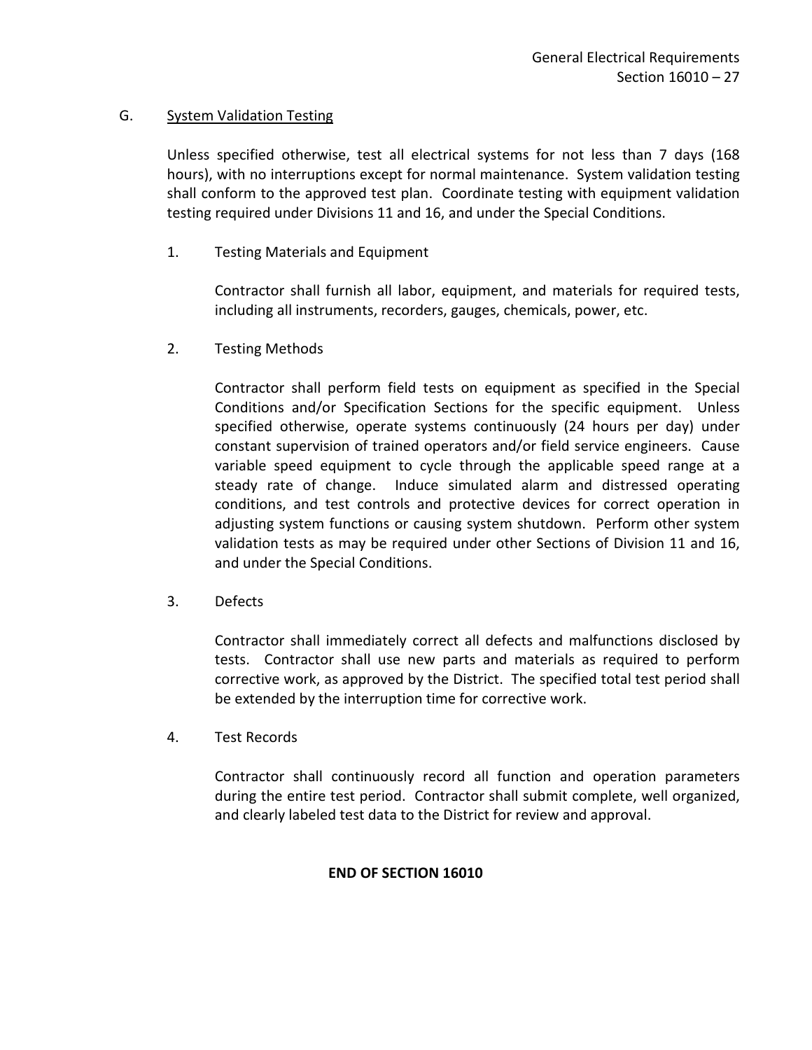G. System Validation Testing

Unless specified otherwise, test all electrical systems for not less than 7 days (168 hours), with no interruptions except for normal maintenance. System validation testing shall conform to the approved test plan. Coordinate testing with equipment validation testing required under Divisions 11 and 16, and under the Special Conditions.

1. Testing Materials and Equipment

   Contractor shall furnish all labor, equipment, and materials for required tests, including all instruments, recorders, gauges, chemicals, power, etc.

2. Testing Methods

   Contractor shall perform field tests on equipment as specified in the Special Conditions and/or Specification Sections for the specific equipment. Unless specified otherwise, operate systems continuously (24 hours per day) under constant supervision of trained operators and/or field service engineers. Cause variable speed equipment to cycle through the applicable speed range at a steady rate of change. Induce simulated alarm and distressed operating conditions, and test controls and protective devices for correct operation in adjusting system functions or causing system shutdown. Perform other system validation tests as may be required under other Sections of Division 11 and 16, and under the Special Conditions.

3. Defects

   Contractor shall immediately correct all defects and malfunctions disclosed by tests. Contractor shall use new parts and materials as required to perform corrective work, as approved by the District. The specified total test period shall be extended by the interruption time for corrective work.

4. Test Records

   Contractor shall continuously record all function and operation parameters during the entire test period. Contractor shall submit complete, well organized, and clearly labeled test data to the District for review and approval.

**END OF SECTION 16010**